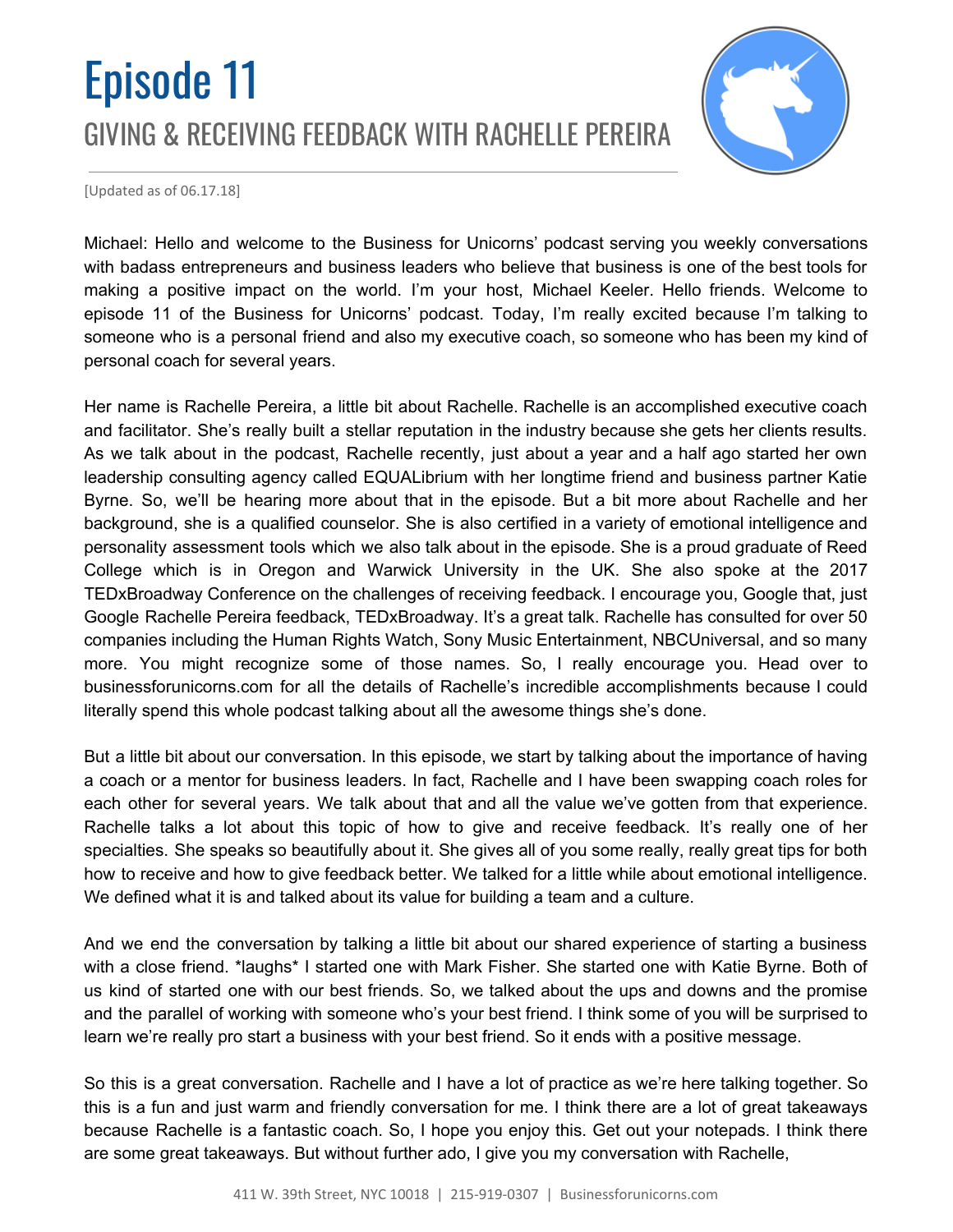# Episode 11

## GIVING & RECEIVING FEEDBACK WITH RACHELLE PEREIRA

[Updated as of 06.17.18]

Michael: Hello and welcome to the Business for Unicorns' podcast serving you weekly conversations with badass entrepreneurs and business leaders who believe that business is one of the best tools for making a positive impact on the world. I'm your host, Michael Keeler. Hello friends. Welcome to episode 11 of the Business for Unicorns' podcast. Today, I'm really excited because I'm talking to someone who is a personal friend and also my executive coach, so someone who has been my kind of personal coach for several years.

Her name is Rachelle Pereira, a little bit about Rachelle. Rachelle is an accomplished executive coach and facilitator. She's really built a stellar reputation in the industry because she gets her clients results. As we talk about in the podcast, Rachelle recently, just about a year and a half ago started her own leadership consulting agency called EQUALibrium with her longtime friend and business partner Katie Byrne. So, we'll be hearing more about that in the episode. But a bit more about Rachelle and her background, she is a qualified counselor. She is also certified in a variety of emotional intelligence and personality assessment tools which we also talk about in the episode. She is a proud graduate of Reed College which is in Oregon and Warwick University in the UK. She also spoke at the 2017 TEDxBroadway Conference on the challenges of receiving feedback. I encourage you, Google that, just Google Rachelle Pereira feedback, TEDxBroadway. It's a great talk. Rachelle has consulted for over 50 companies including the Human Rights Watch, Sony Music Entertainment, NBCUniversal, and so many more. You might recognize some of those names. So, I really encourage you. Head over to businessforunicorns.com for all the details of Rachelle's incredible accomplishments because I could literally spend this whole podcast talking about all the awesome things she's done.

But a little bit about our conversation. In this episode, we start by talking about the importance of having a coach or a mentor for business leaders. In fact, Rachelle and I have been swapping coach roles for each other for several years. We talk about that and all the value we've gotten from that experience. Rachelle talks a lot about this topic of how to give and receive feedback. It's really one of her specialties. She speaks so beautifully about it. She gives all of you some really, really great tips for both how to receive and how to give feedback better. We talked for a little while about emotional intelligence. We defined what it is and talked about its value for building a team and a culture.

And we end the conversation by talking a little bit about our shared experience of starting a business with a close friend. *laughs* I started one with Mark Fisher. She started one with Katie Byrne. Both of us kind of started one with our best friends. So, we talked about the ups and downs and the promise and the parallel of working with someone who's your best friend. I think some of you will be surprised to learn we're really pro start a business with your best friend. So it ends with a positive message.

So this is a great conversation. Rachelle and I have a lot of practice as we're here talking together. So this is a fun and just warm and friendly conversation for me. I think there are a lot of great takeaways because Rachelle is a fantastic coach. So, I hope you enjoy this. Get out your notepads. I think there are some great takeaways. But without further ado, I give you my conversation with Rachelle,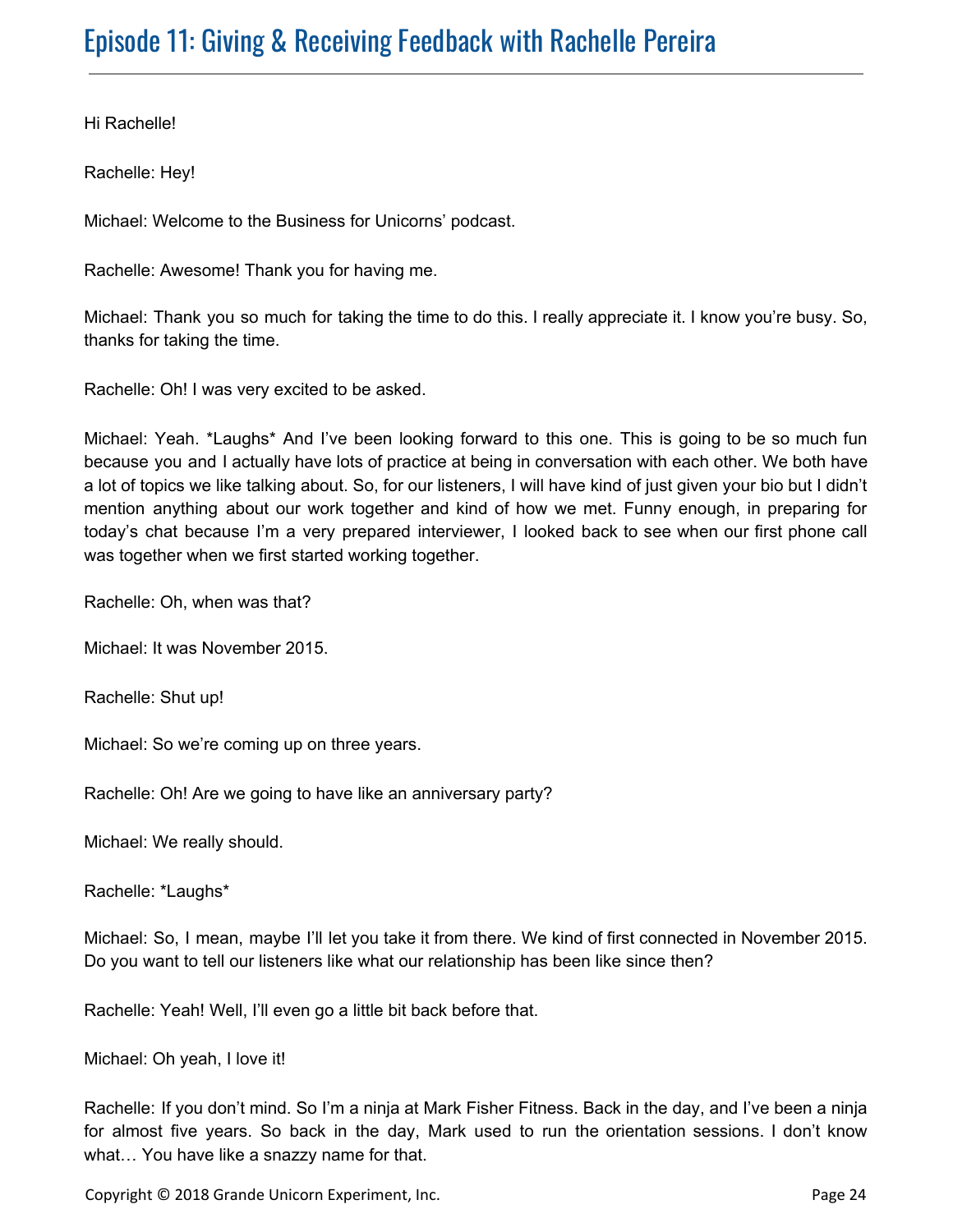# Episode 11: Giving & Receiving Feedback with Rachelle Pereira

Hi Rachelle!

Rachelle: Hey!

Michael: Welcome to the Business for Unicorns' podcast.

Rachelle: Awesome! Thank you for having me.

Michael: Thank you so much for taking the time to do this. I really appreciate it. I know you're busy. So, thanks for taking the time.

Rachelle: Oh! I was very excited to be asked.

Michael: Yeah. *Laughs* And I've been looking forward to this one. This is going to be so much fun because you and I actually have lots of practice at being in conversation with each other. We both have a lot of topics we like talking about. So, for our listeners, I will have kind of just given your bio but I didn't mention anything about our work together and kind of how we met. Funny enough, in preparing for today's chat because I'm a very prepared interviewer, I looked back to see when our first phone call was together when we first started working together.

Rachelle: Oh, when was that?

Michael: It was November 2015.

Rachelle: Shut up!

Michael: So we're coming up on three years.

Rachelle: Oh! Are we going to have like an anniversary party?

Michael: We really should.

Rachelle: *Laughs*

Michael: So, I mean, maybe I'll let you take it from there. We kind of first connected in November 2015. Do you want to tell our listeners like what our relationship has been like since then?

Rachelle: Yeah! Well, I'll even go a little bit back before that.

Michael: Oh yeah, I love it!

Rachelle: If you don't mind. So I'm a ninja at Mark Fisher Fitness. Back in the day, and I've been a ninja for almost five years. So back in the day, Mark used to run the orientation sessions. I don't know what… You have like a snazzy name for that.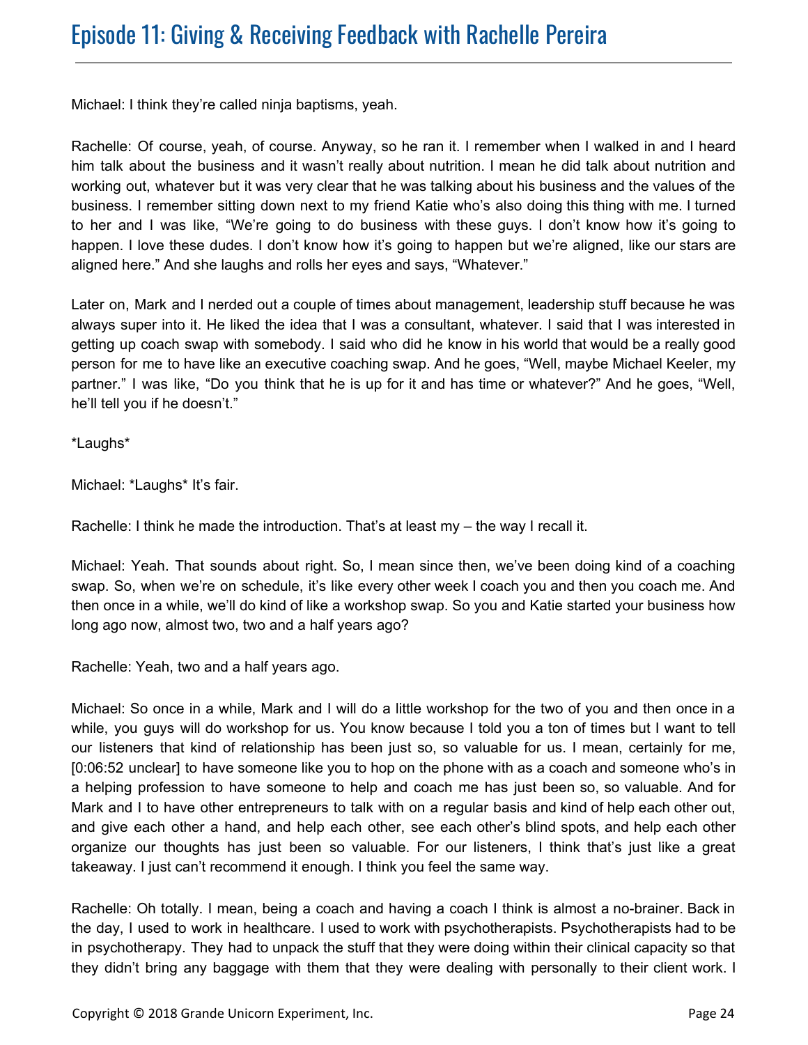Michael: I think they're called ninja baptisms, yeah.

Rachelle: Of course, yeah, of course. Anyway, so he ran it. I remember when I walked in and I heard him talk about the business and it wasn't really about nutrition. I mean he did talk about nutrition and working out, whatever but it was very clear that he was talking about his business and the values of the business. I remember sitting down next to my friend Katie who's also doing this thing with me. I turned to her and I was like, "We're going to do business with these guys. I don't know how it's going to happen. I love these dudes. I don't know how it's going to happen but we're aligned, like our stars are aligned here." And she laughs and rolls her eyes and says, "Whatever."

Later on, Mark and I nerded out a couple of times about management, leadership stuff because he was always super into it. He liked the idea that I was a consultant, whatever. I said that I was interested in getting up coach swap with somebody. I said who did he know in his world that would be a really good person for me to have like an executive coaching swap. And he goes, "Well, maybe Michael Keeler, my partner." I was like, "Do you think that he is up for it and has time or whatever?" And he goes, "Well, he'll tell you if he doesn't."

*Laughs*

Michael: *Laughs* It's fair.

Rachelle: I think he made the introduction. That's at least my – the way I recall it.

Michael: Yeah. That sounds about right. So, I mean since then, we've been doing kind of a coaching swap. So, when we're on schedule, it's like every other week I coach you and then you coach me. And then once in a while, we'll do kind of like a workshop swap. So you and Katie started your business how long ago now, almost two, two and a half years ago?

Rachelle: Yeah, two and a half years ago.

Michael: So once in a while, Mark and I will do a little workshop for the two of you and then once in a while, you guys will do workshop for us. You know because I told you a ton of times but I want to tell our listeners that kind of relationship has been just so, so valuable for us. I mean, certainly for me, [0:06:52 unclear] to have someone like you to hop on the phone with as a coach and someone who's in a helping profession to have someone to help and coach me has just been so, so valuable. And for Mark and I to have other entrepreneurs to talk with on a regular basis and kind of help each other out, and give each other a hand, and help each other, see each other's blind spots, and help each other organize our thoughts has just been so valuable. For our listeners, I think that's just like a great takeaway. I just can't recommend it enough. I think you feel the same way.

Rachelle: Oh totally. I mean, being a coach and having a coach I think is almost a no-brainer. Back in the day, I used to work in healthcare. I used to work with psychotherapists. Psychotherapists had to be in psychotherapy. They had to unpack the stuff that they were doing within their clinical capacity so that they didn't bring any baggage with them that they were dealing with personally to their client work. I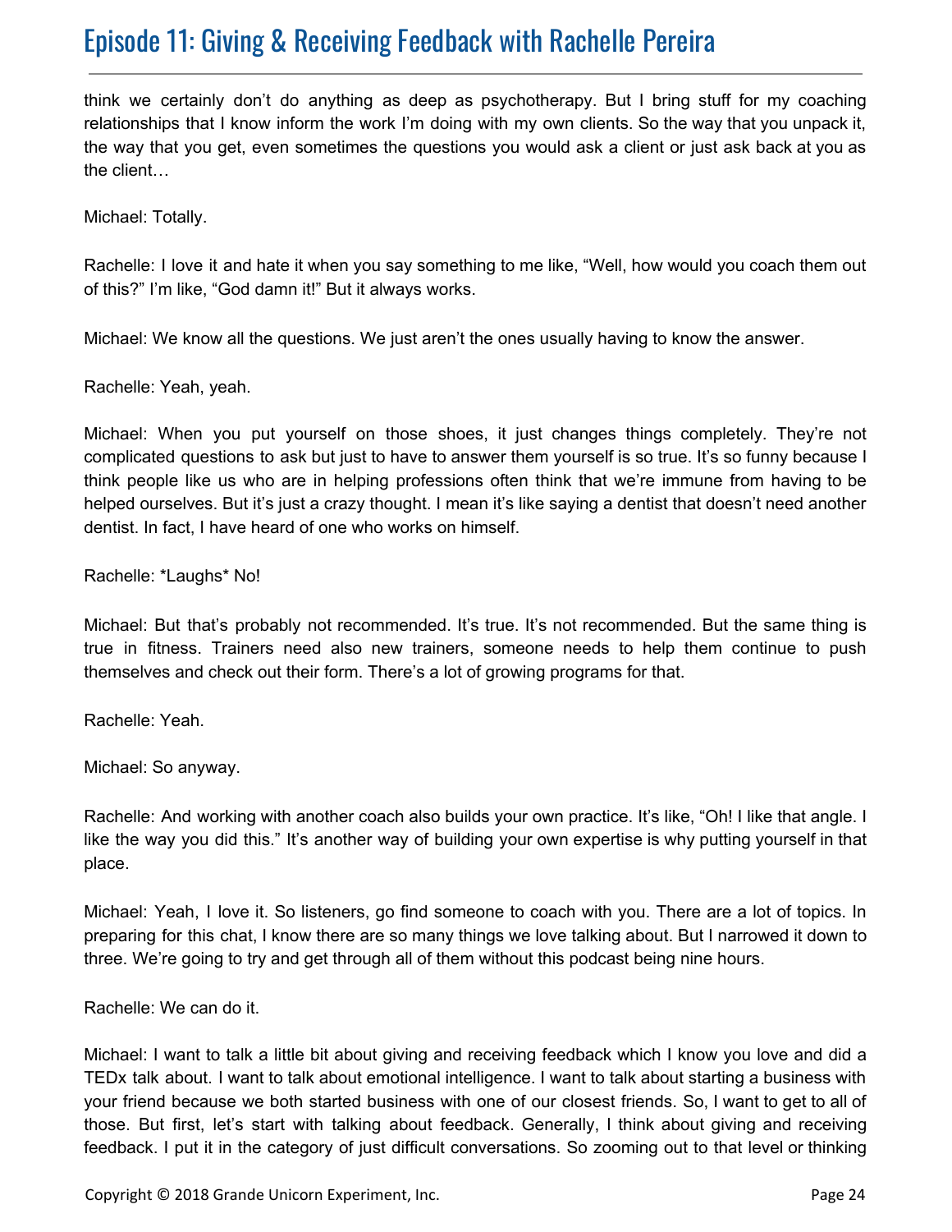think we certainly don't do anything as deep as psychotherapy. But I bring stuff for my coaching relationships that I know inform the work I'm doing with my own clients. So the way that you unpack it, the way that you get, even sometimes the questions you would ask a client or just ask back at you as the client…

Michael: Totally.

Rachelle: I love it and hate it when you say something to me like, "Well, how would you coach them out of this?" I'm like, "God damn it!" But it always works.

Michael: We know all the questions. We just aren't the ones usually having to know the answer.

Rachelle: Yeah, yeah.

Michael: When you put yourself on those shoes, it just changes things completely. They're not complicated questions to ask but just to have to answer them yourself is so true. It's so funny because I think people like us who are in helping professions often think that we're immune from having to be helped ourselves. But it's just a crazy thought. I mean it's like saying a dentist that doesn't need another dentist. In fact, I have heard of one who works on himself.

Rachelle: *Laughs* No!

Michael: But that's probably not recommended. It's true. It's not recommended. But the same thing is true in fitness. Trainers need also new trainers, someone needs to help them continue to push themselves and check out their form. There's a lot of growing programs for that.

Rachelle: Yeah.

Michael: So anyway.

Rachelle: And working with another coach also builds your own practice. It's like, "Oh! I like that angle. I like the way you did this." It's another way of building your own expertise is why putting yourself in that place.

Michael: Yeah, I love it. So listeners, go find someone to coach with you. There are a lot of topics. In preparing for this chat, I know there are so many things we love talking about. But I narrowed it down to three. We're going to try and get through all of them without this podcast being nine hours.

Rachelle: We can do it.

Michael: I want to talk a little bit about giving and receiving feedback which I know you love and did a TEDx talk about. I want to talk about emotional intelligence. I want to talk about starting a business with your friend because we both started business with one of our closest friends. So, I want to get to all of those. But first, let's start with talking about feedback. Generally, I think about giving and receiving feedback. I put it in the category of just difficult conversations. So zooming out to that level or thinking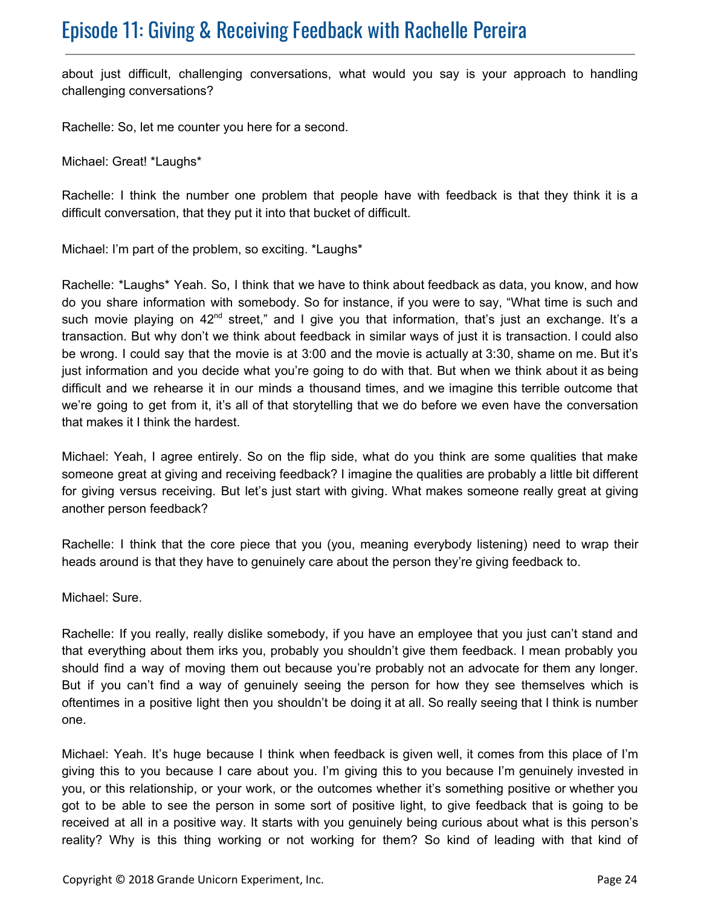about just difficult, challenging conversations, what would you say is your approach to handling challenging conversations?

Rachelle: So, let me counter you here for a second.

Michael: Great! *Laughs*

Rachelle: I think the number one problem that people have with feedback is that they think it is a difficult conversation, that they put it into that bucket of difficult.

Michael: I'm part of the problem, so exciting. *Laughs*

Rachelle: *Laughs* Yeah. So, I think that we have to think about feedback as data, you know, and how do you share information with somebody. So for instance, if you were to say, "What time is such and such movie playing on 42nd street," and I give you that information, that's just an exchange. It's a transaction. But why don't we think about feedback in similar ways of just it is transaction. I could also be wrong. I could say that the movie is at 3:00 and the movie is actually at 3:30, shame on me. But it's just information and you decide what you're going to do with that. But when we think about it as being difficult and we rehearse it in our minds a thousand times, and we imagine this terrible outcome that we're going to get from it, it's all of that storytelling that we do before we even have the conversation that makes it I think the hardest.

Michael: Yeah, I agree entirely. So on the flip side, what do you think are some qualities that make someone great at giving and receiving feedback? I imagine the qualities are probably a little bit different for giving versus receiving. But let's just start with giving. What makes someone really great at giving another person feedback?

Rachelle: I think that the core piece that you (you, meaning everybody listening) need to wrap their heads around is that they have to genuinely care about the person they're giving feedback to.

Michael: Sure.

Rachelle: If you really, really dislike somebody, if you have an employee that you just can't stand and that everything about them irks you, probably you shouldn't give them feedback. I mean probably you should find a way of moving them out because you're probably not an advocate for them any longer. But if you can't find a way of genuinely seeing the person for how they see themselves which is oftentimes in a positive light then you shouldn't be doing it at all. So really seeing that I think is number one.

Michael: Yeah. It's huge because I think when feedback is given well, it comes from this place of I'm giving this to you because I care about you. I'm giving this to you because I'm genuinely invested in you, or this relationship, or your work, or the outcomes whether it's something positive or whether you got to be able to see the person in some sort of positive light, to give feedback that is going to be received at all in a positive way. It starts with you genuinely being curious about what is this person's reality? Why is this thing working or not working for them? So kind of leading with that kind of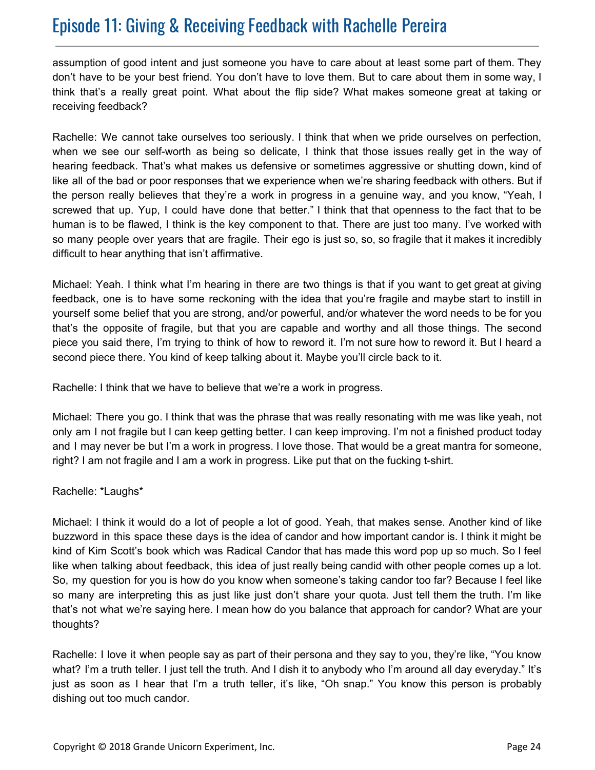assumption of good intent and just someone you have to care about at least some part of them. They don't have to be your best friend. You don't have to love them. But to care about them in some way, I think that's a really great point. What about the flip side? What makes someone great at taking or receiving feedback?

Rachelle: We cannot take ourselves too seriously. I think that when we pride ourselves on perfection, when we see our self-worth as being so delicate, I think that those issues really get in the way of hearing feedback. That's what makes us defensive or sometimes aggressive or shutting down, kind of like all of the bad or poor responses that we experience when we're sharing feedback with others. But if the person really believes that they're a work in progress in a genuine way, and you know, "Yeah, I screwed that up. Yup, I could have done that better." I think that that openness to the fact that to be human is to be flawed, I think is the key component to that. There are just too many. I've worked with so many people over years that are fragile. Their ego is just so, so, so fragile that it makes it incredibly difficult to hear anything that isn't affirmative.

Michael: Yeah. I think what I'm hearing in there are two things is that if you want to get great at giving feedback, one is to have some reckoning with the idea that you're fragile and maybe start to instill in yourself some belief that you are strong, and/or powerful, and/or whatever the word needs to be for you that's the opposite of fragile, but that you are capable and worthy and all those things. The second piece you said there, I'm trying to think of how to reword it. I'm not sure how to reword it. But I heard a second piece there. You kind of keep talking about it. Maybe you'll circle back to it.

Rachelle: I think that we have to believe that we're a work in progress.

Michael: There you go. I think that was the phrase that was really resonating with me was like yeah, not only am I not fragile but I can keep getting better. I can keep improving. I'm not a finished product today and I may never be but I'm a work in progress. I love those. That would be a great mantra for someone, right? I am not fragile and I am a work in progress. Like put that on the fucking t-shirt.

Rachelle: *Laughs*

Michael: I think it would do a lot of people a lot of good. Yeah, that makes sense. Another kind of like buzzword in this space these days is the idea of candor and how important candor is. I think it might be kind of Kim Scott's book which was Radical Candor that has made this word pop up so much. So I feel like when talking about feedback, this idea of just really being candid with other people comes up a lot. So, my question for you is how do you know when someone's taking candor too far? Because I feel like so many are interpreting this as just like just don't share your quota. Just tell them the truth. I'm like that's not what we're saying here. I mean how do you balance that approach for candor? What are your thoughts?

Rachelle: I love it when people say as part of their persona and they say to you, they're like, "You know what? I'm a truth teller. I just tell the truth. And I dish it to anybody who I'm around all day everyday." It's just as soon as I hear that I'm a truth teller, it's like, "Oh snap." You know this person is probably dishing out too much candor.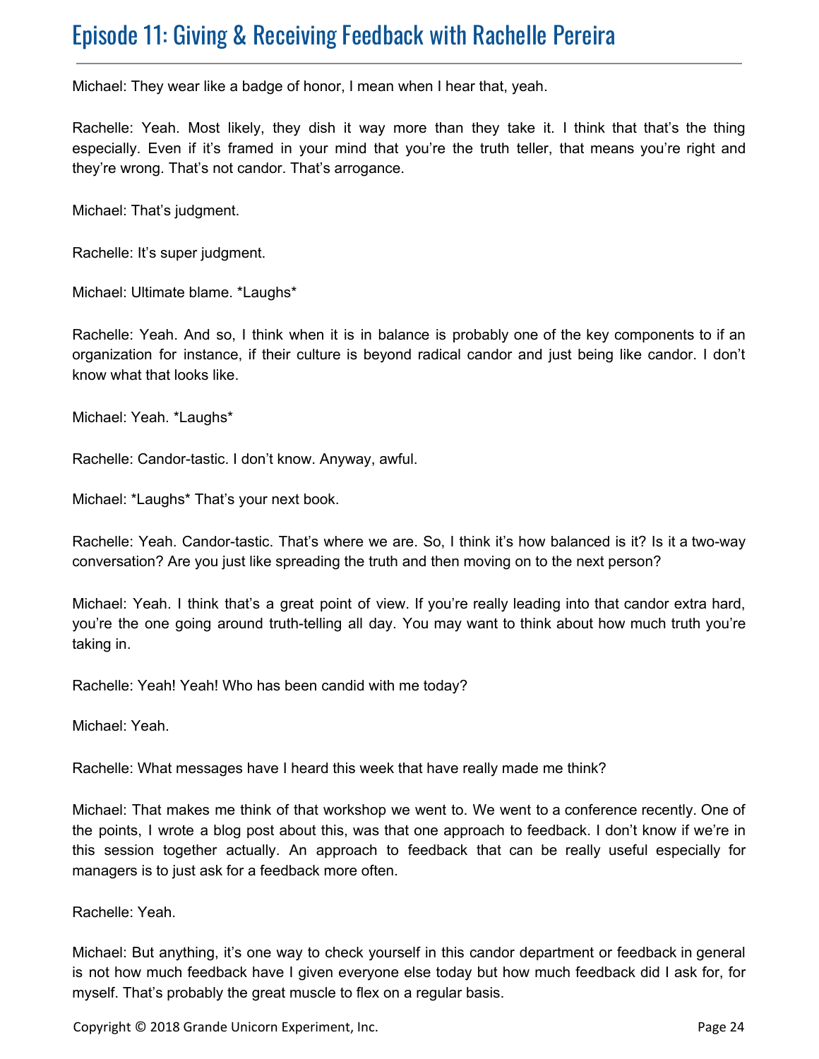Michael: They wear like a badge of honor, I mean when I hear that, yeah.

Rachelle: Yeah. Most likely, they dish it way more than they take it. I think that that's the thing especially. Even if it's framed in your mind that you're the truth teller, that means you're right and they're wrong. That's not candor. That's arrogance.

Michael: That's judgment.

Rachelle: It's super judgment.

Michael: Ultimate blame. *Laughs*

Rachelle: Yeah. And so, I think when it is in balance is probably one of the key components to if an organization for instance, if their culture is beyond radical candor and just being like candor. I don't know what that looks like.

Michael: Yeah. *Laughs*

Rachelle: Candor-tastic. I don't know. Anyway, awful.

Michael: *Laughs* That's your next book.

Rachelle: Yeah. Candor-tastic. That's where we are. So, I think it's how balanced is it? Is it a two-way conversation? Are you just like spreading the truth and then moving on to the next person?

Michael: Yeah. I think that's a great point of view. If you're really leading into that candor extra hard, you're the one going around truth-telling all day. You may want to think about how much truth you're taking in.

Rachelle: Yeah! Yeah! Who has been candid with me today?

Michael: Yeah.

Rachelle: What messages have I heard this week that have really made me think?

Michael: That makes me think of that workshop we went to. We went to a conference recently. One of the points, I wrote a blog post about this, was that one approach to feedback. I don't know if we're in this session together actually. An approach to feedback that can be really useful especially for managers is to just ask for a feedback more often.

Rachelle: Yeah.

Michael: But anything, it's one way to check yourself in this candor department or feedback in general is not how much feedback have I given everyone else today but how much feedback did I ask for, for myself. That's probably the great muscle to flex on a regular basis.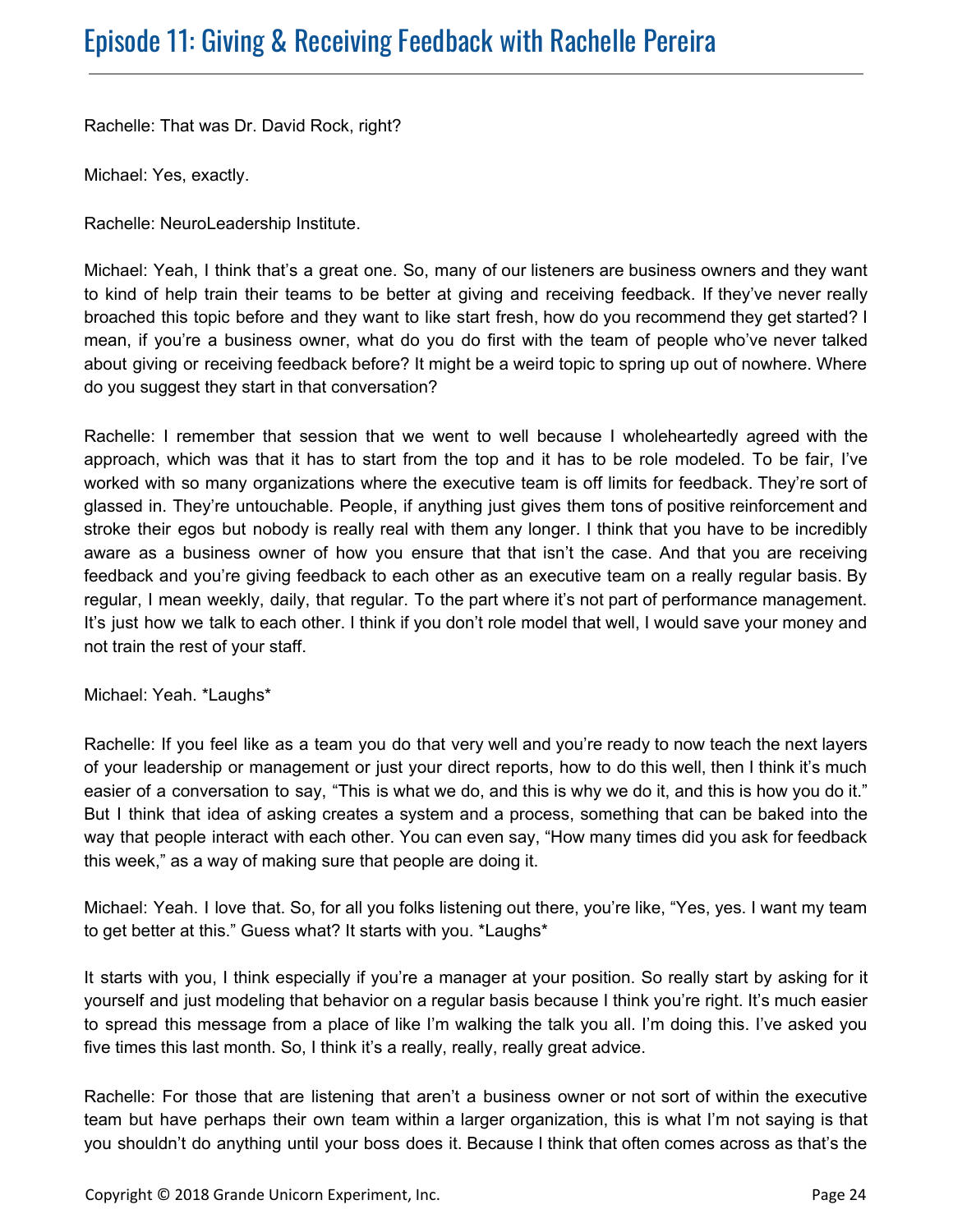Rachelle: That was Dr. David Rock, right?

Michael: Yes, exactly.

Rachelle: NeuroLeadership Institute.

Michael: Yeah, I think that's a great one. So, many of our listeners are business owners and they want to kind of help train their teams to be better at giving and receiving feedback. If they've never really broached this topic before and they want to like start fresh, how do you recommend they get started? I mean, if you're a business owner, what do you do first with the team of people who've never talked about giving or receiving feedback before? It might be a weird topic to spring up out of nowhere. Where do you suggest they start in that conversation?

Rachelle: I remember that session that we went to well because I wholeheartedly agreed with the approach, which was that it has to start from the top and it has to be role modeled. To be fair, I've worked with so many organizations where the executive team is off limits for feedback. They're sort of glassed in. They're untouchable. People, if anything just gives them tons of positive reinforcement and stroke their egos but nobody is really real with them any longer. I think that you have to be incredibly aware as a business owner of how you ensure that that isn't the case. And that you are receiving feedback and you're giving feedback to each other as an executive team on a really regular basis. By regular, I mean weekly, daily, that regular. To the part where it's not part of performance management. It's just how we talk to each other. I think if you don't role model that well, I would save your money and not train the rest of your staff.

Michael: Yeah. *Laughs*

Rachelle: If you feel like as a team you do that very well and you're ready to now teach the next layers of your leadership or management or just your direct reports, how to do this well, then I think it's much easier of a conversation to say, "This is what we do, and this is why we do it, and this is how you do it." But I think that idea of asking creates a system and a process, something that can be baked into the way that people interact with each other. You can even say, "How many times did you ask for feedback this week," as a way of making sure that people are doing it.

Michael: Yeah. I love that. So, for all you folks listening out there, you're like, "Yes, yes. I want my team to get better at this." Guess what? It starts with you. *Laughs*

It starts with you, I think especially if you're a manager at your position. So really start by asking for it yourself and just modeling that behavior on a regular basis because I think you're right. It's much easier to spread this message from a place of like I'm walking the talk you all. I'm doing this. I've asked you five times this last month. So, I think it's a really, really, really great advice.

Rachelle: For those that are listening that aren't a business owner or not sort of within the executive team but have perhaps their own team within a larger organization, this is what I'm not saying is that you shouldn't do anything until your boss does it. Because I think that often comes across as that's the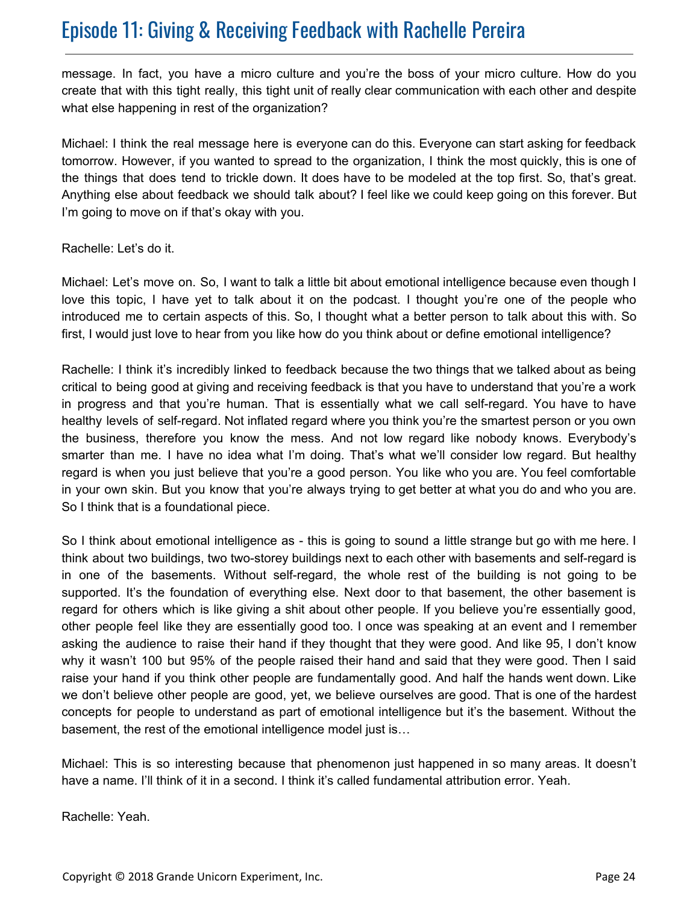message. In fact, you have a micro culture and you're the boss of your micro culture. How do you create that with this tight really, this tight unit of really clear communication with each other and despite what else happening in rest of the organization?

Michael: I think the real message here is everyone can do this. Everyone can start asking for feedback tomorrow. However, if you wanted to spread to the organization, I think the most quickly, this is one of the things that does tend to trickle down. It does have to be modeled at the top first. So, that's great. Anything else about feedback we should talk about? I feel like we could keep going on this forever. But I'm going to move on if that's okay with you.

Rachelle: Let's do it.

Michael: Let's move on. So, I want to talk a little bit about emotional intelligence because even though I love this topic, I have yet to talk about it on the podcast. I thought you're one of the people who introduced me to certain aspects of this. So, I thought what a better person to talk about this with. So first, I would just love to hear from you like how do you think about or define emotional intelligence?

Rachelle: I think it's incredibly linked to feedback because the two things that we talked about as being critical to being good at giving and receiving feedback is that you have to understand that you're a work in progress and that you're human. That is essentially what we call self-regard. You have to have healthy levels of self-regard. Not inflated regard where you think you're the smartest person or you own the business, therefore you know the mess. And not low regard like nobody knows. Everybody's smarter than me. I have no idea what I'm doing. That's what we'll consider low regard. But healthy regard is when you just believe that you're a good person. You like who you are. You feel comfortable in your own skin. But you know that you're always trying to get better at what you do and who you are. So I think that is a foundational piece.

So I think about emotional intelligence as - this is going to sound a little strange but go with me here. I think about two buildings, two two-storey buildings next to each other with basements and self-regard is in one of the basements. Without self-regard, the whole rest of the building is not going to be supported. It's the foundation of everything else. Next door to that basement, the other basement is regard for others which is like giving a shit about other people. If you believe you're essentially good, other people feel like they are essentially good too. I once was speaking at an event and I remember asking the audience to raise their hand if they thought that they were good. And like 95, I don't know why it wasn't 100 but 95% of the people raised their hand and said that they were good. Then I said raise your hand if you think other people are fundamentally good. And half the hands went down. Like we don't believe other people are good, yet, we believe ourselves are good. That is one of the hardest concepts for people to understand as part of emotional intelligence but it's the basement. Without the basement, the rest of the emotional intelligence model just is…

Michael: This is so interesting because that phenomenon just happened in so many areas. It doesn't have a name. I'll think of it in a second. I think it's called fundamental attribution error. Yeah.

Rachelle: Yeah.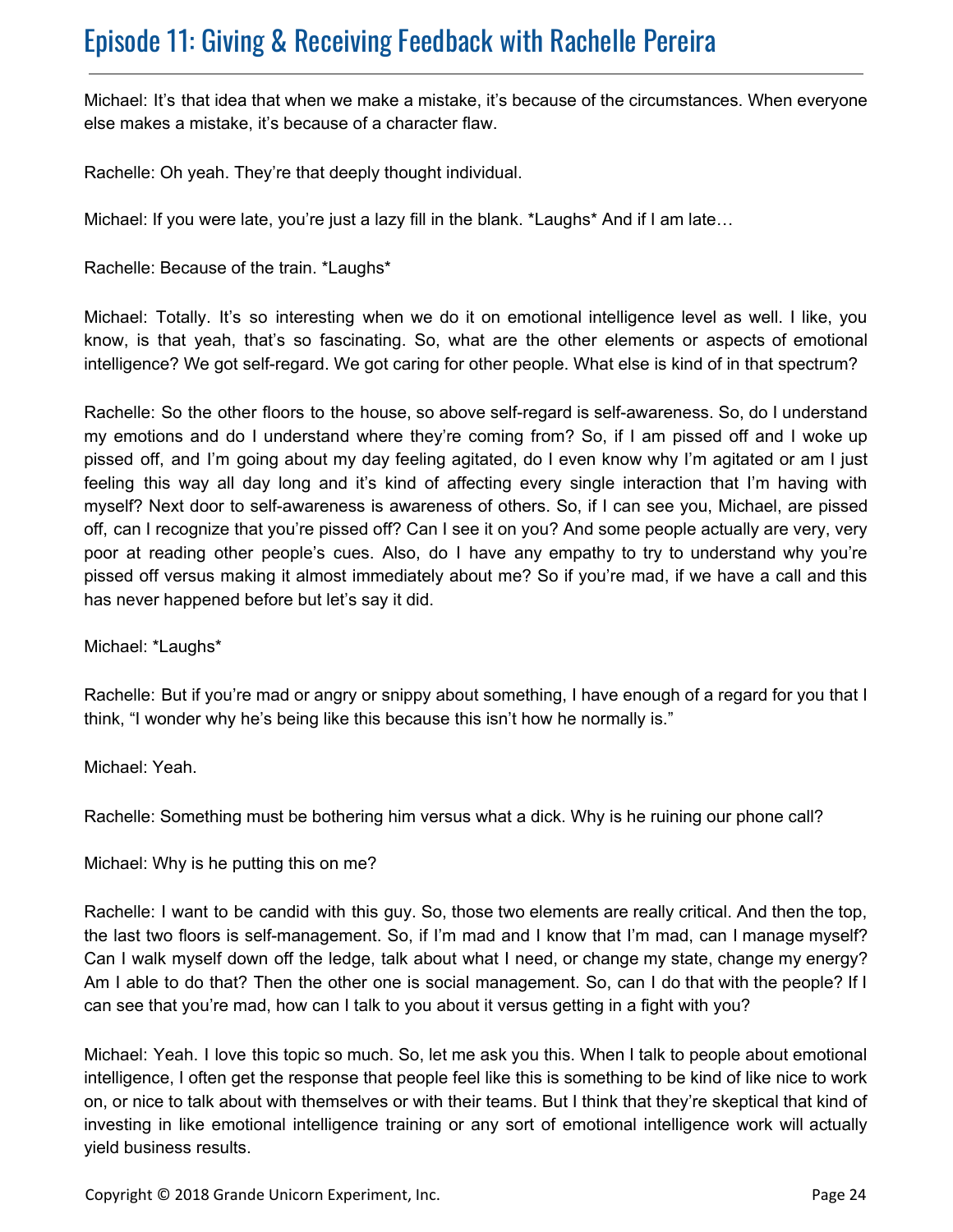Michael: It's that idea that when we make a mistake, it's because of the circumstances. When everyone else makes a mistake, it's because of a character flaw.

Rachelle: Oh yeah. They're that deeply thought individual.

Michael: If you were late, you're just a lazy fill in the blank. *Laughs* And if I am late…

Rachelle: Because of the train. *Laughs*

Michael: Totally. It's so interesting when we do it on emotional intelligence level as well. I like, you know, is that yeah, that's so fascinating. So, what are the other elements or aspects of emotional intelligence? We got self-regard. We got caring for other people. What else is kind of in that spectrum?

Rachelle: So the other floors to the house, so above self-regard is self-awareness. So, do I understand my emotions and do I understand where they're coming from? So, if I am pissed off and I woke up pissed off, and I'm going about my day feeling agitated, do I even know why I'm agitated or am I just feeling this way all day long and it's kind of affecting every single interaction that I'm having with myself? Next door to self-awareness is awareness of others. So, if I can see you, Michael, are pissed off, can I recognize that you're pissed off? Can I see it on you? And some people actually are very, very poor at reading other people's cues. Also, do I have any empathy to try to understand why you're pissed off versus making it almost immediately about me? So if you're mad, if we have a call and this has never happened before but let's say it did.

Michael: *Laughs*

Rachelle: But if you're mad or angry or snippy about something, I have enough of a regard for you that I think, "I wonder why he's being like this because this isn't how he normally is."

Michael: Yeah.

Rachelle: Something must be bothering him versus what a dick. Why is he ruining our phone call?

Michael: Why is he putting this on me?

Rachelle: I want to be candid with this guy. So, those two elements are really critical. And then the top, the last two floors is self-management. So, if I'm mad and I know that I'm mad, can I manage myself? Can I walk myself down off the ledge, talk about what I need, or change my state, change my energy? Am I able to do that? Then the other one is social management. So, can I do that with the people? If I can see that you're mad, how can I talk to you about it versus getting in a fight with you?

Michael: Yeah. I love this topic so much. So, let me ask you this. When I talk to people about emotional intelligence, I often get the response that people feel like this is something to be kind of like nice to work on, or nice to talk about with themselves or with their teams. But I think that they're skeptical that kind of investing in like emotional intelligence training or any sort of emotional intelligence work will actually yield business results.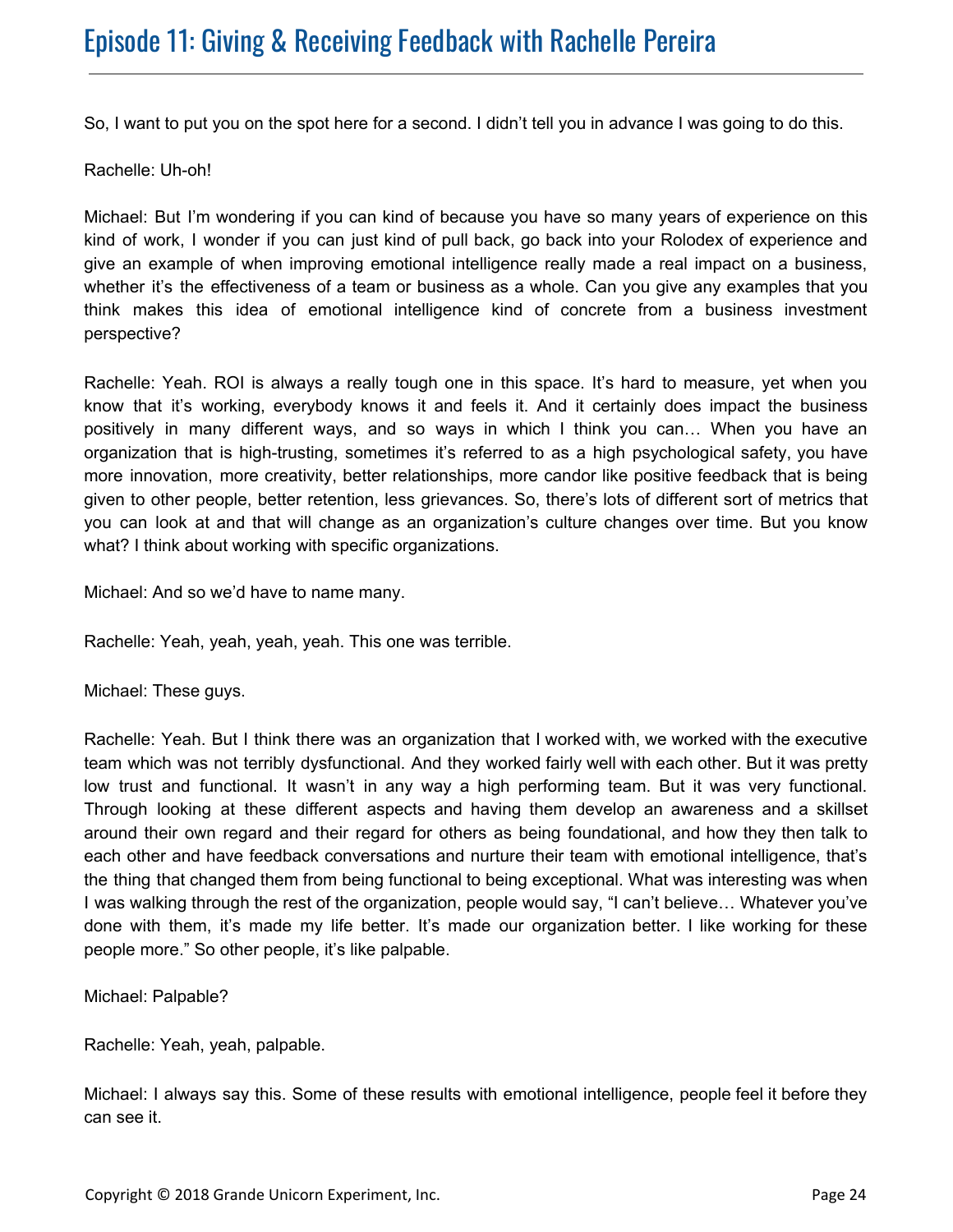So, I want to put you on the spot here for a second. I didn't tell you in advance I was going to do this.

Rachelle: Uh-oh!

Michael: But I'm wondering if you can kind of because you have so many years of experience on this kind of work, I wonder if you can just kind of pull back, go back into your Rolodex of experience and give an example of when improving emotional intelligence really made a real impact on a business, whether it's the effectiveness of a team or business as a whole. Can you give any examples that you think makes this idea of emotional intelligence kind of concrete from a business investment perspective?

Rachelle: Yeah. ROI is always a really tough one in this space. It's hard to measure, yet when you know that it's working, everybody knows it and feels it. And it certainly does impact the business positively in many different ways, and so ways in which I think you can… When you have an organization that is high-trusting, sometimes it's referred to as a high psychological safety, you have more innovation, more creativity, better relationships, more candor like positive feedback that is being given to other people, better retention, less grievances. So, there's lots of different sort of metrics that you can look at and that will change as an organization's culture changes over time. But you know what? I think about working with specific organizations.

Michael: And so we'd have to name many.

Rachelle: Yeah, yeah, yeah, yeah. This one was terrible.

Michael: These guys.

Rachelle: Yeah. But I think there was an organization that I worked with, we worked with the executive team which was not terribly dysfunctional. And they worked fairly well with each other. But it was pretty low trust and functional. It wasn't in any way a high performing team. But it was very functional. Through looking at these different aspects and having them develop an awareness and a skillset around their own regard and their regard for others as being foundational, and how they then talk to each other and have feedback conversations and nurture their team with emotional intelligence, that's the thing that changed them from being functional to being exceptional. What was interesting was when I was walking through the rest of the organization, people would say, "I can't believe… Whatever you've done with them, it's made my life better. It's made our organization better. I like working for these people more." So other people, it's like palpable.

Michael: Palpable?

Rachelle: Yeah, yeah, palpable.

Michael: I always say this. Some of these results with emotional intelligence, people feel it before they can see it.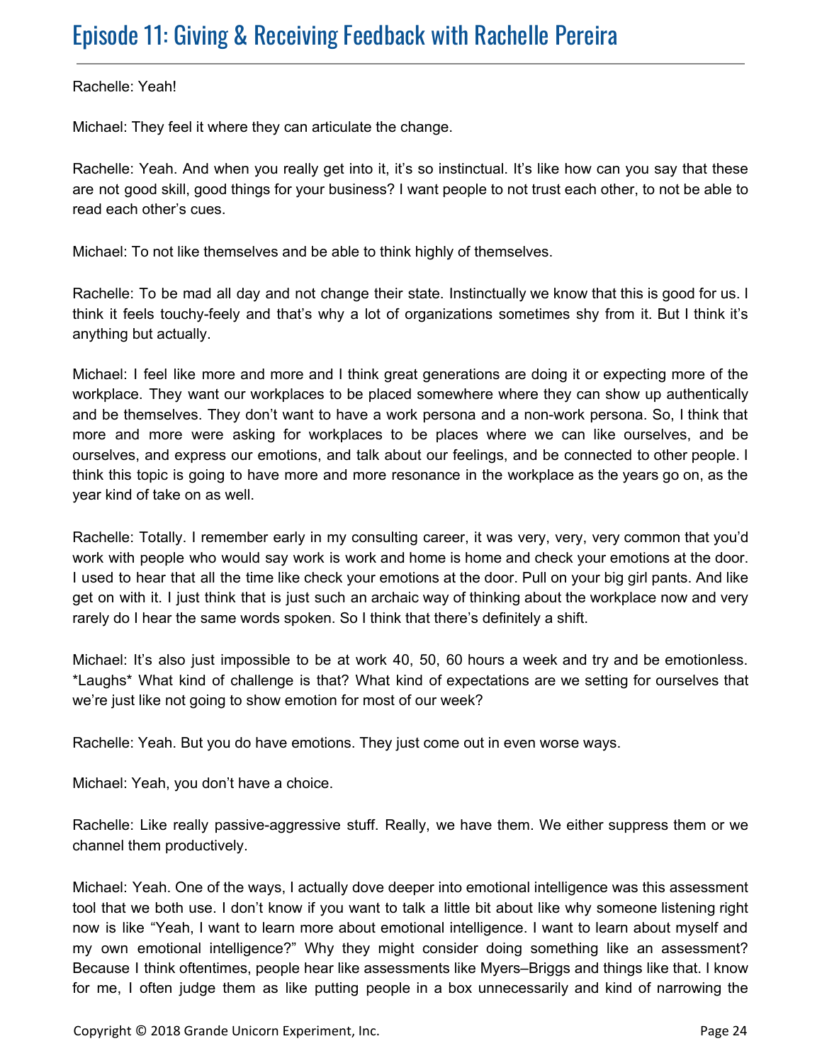Rachelle: Yeah!

Michael: They feel it where they can articulate the change.

Rachelle: Yeah. And when you really get into it, it's so instinctual. It's like how can you say that these are not good skill, good things for your business? I want people to not trust each other, to not be able to read each other's cues.

Michael: To not like themselves and be able to think highly of themselves.

Rachelle: To be mad all day and not change their state. Instinctually we know that this is good for us. I think it feels touchy-feely and that's why a lot of organizations sometimes shy from it. But I think it's anything but actually.

Michael: I feel like more and more and I think great generations are doing it or expecting more of the workplace. They want our workplaces to be placed somewhere where they can show up authentically and be themselves. They don't want to have a work persona and a non-work persona. So, I think that more and more were asking for workplaces to be places where we can like ourselves, and be ourselves, and express our emotions, and talk about our feelings, and be connected to other people. I think this topic is going to have more and more resonance in the workplace as the years go on, as the year kind of take on as well.

Rachelle: Totally. I remember early in my consulting career, it was very, very, very common that you'd work with people who would say work is work and home is home and check your emotions at the door. I used to hear that all the time like check your emotions at the door. Pull on your big girl pants. And like get on with it. I just think that is just such an archaic way of thinking about the workplace now and very rarely do I hear the same words spoken. So I think that there's definitely a shift.

Michael: It's also just impossible to be at work 40, 50, 60 hours a week and try and be emotionless. *Laughs* What kind of challenge is that? What kind of expectations are we setting for ourselves that we're just like not going to show emotion for most of our week?

Rachelle: Yeah. But you do have emotions. They just come out in even worse ways.

Michael: Yeah, you don't have a choice.

Rachelle: Like really passive-aggressive stuff. Really, we have them. We either suppress them or we channel them productively.

Michael: Yeah. One of the ways, I actually dove deeper into emotional intelligence was this assessment tool that we both use. I don't know if you want to talk a little bit about like why someone listening right now is like "Yeah, I want to learn more about emotional intelligence. I want to learn about myself and my own emotional intelligence?" Why they might consider doing something like an assessment? Because I think oftentimes, people hear like assessments like Myers–Briggs and things like that. I know for me, I often judge them as like putting people in a box unnecessarily and kind of narrowing the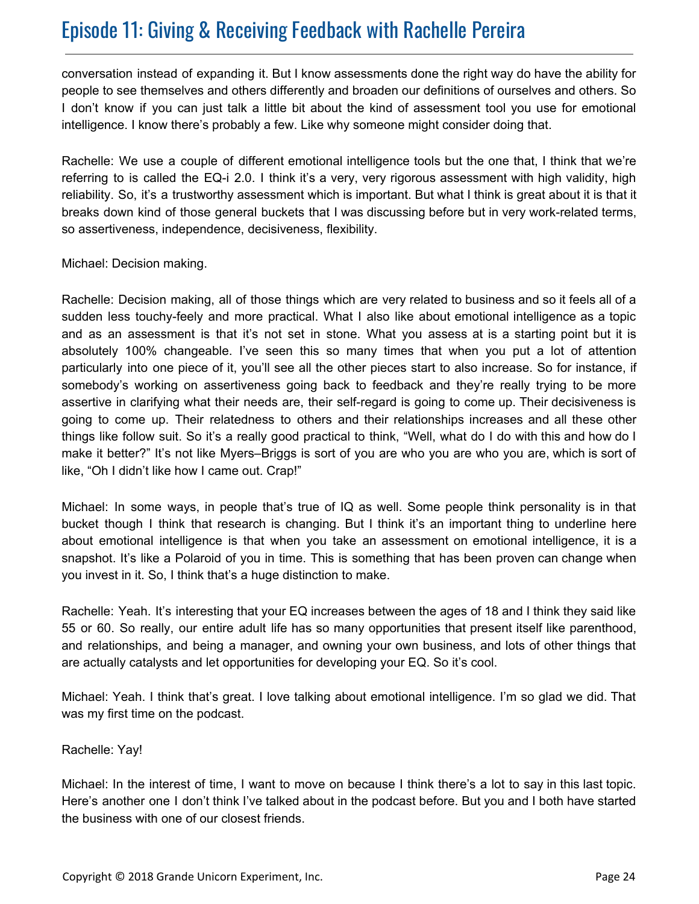conversation instead of expanding it. But I know assessments done the right way do have the ability for people to see themselves and others differently and broaden our definitions of ourselves and others. So I don't know if you can just talk a little bit about the kind of assessment tool you use for emotional intelligence. I know there's probably a few. Like why someone might consider doing that.

Rachelle: We use a couple of different emotional intelligence tools but the one that, I think that we're referring to is called the EQ-i 2.0. I think it's a very, very rigorous assessment with high validity, high reliability. So, it's a trustworthy assessment which is important. But what I think is great about it is that it breaks down kind of those general buckets that I was discussing before but in very work-related terms, so assertiveness, independence, decisiveness, flexibility.

Michael: Decision making.

Rachelle: Decision making, all of those things which are very related to business and so it feels all of a sudden less touchy-feely and more practical. What I also like about emotional intelligence as a topic and as an assessment is that it's not set in stone. What you assess at is a starting point but it is absolutely 100% changeable. I've seen this so many times that when you put a lot of attention particularly into one piece of it, you'll see all the other pieces start to also increase. So for instance, if somebody's working on assertiveness going back to feedback and they're really trying to be more assertive in clarifying what their needs are, their self-regard is going to come up. Their decisiveness is going to come up. Their relatedness to others and their relationships increases and all these other things like follow suit. So it's a really good practical to think, "Well, what do I do with this and how do I make it better?" It's not like Myers–Briggs is sort of you are who you are who you are, which is sort of like, "Oh I didn't like how I came out. Crap!"

Michael: In some ways, in people that's true of IQ as well. Some people think personality is in that bucket though I think that research is changing. But I think it's an important thing to underline here about emotional intelligence is that when you take an assessment on emotional intelligence, it is a snapshot. It's like a Polaroid of you in time. This is something that has been proven can change when you invest in it. So, I think that's a huge distinction to make.

Rachelle: Yeah. It's interesting that your EQ increases between the ages of 18 and I think they said like 55 or 60. So really, our entire adult life has so many opportunities that present itself like parenthood, and relationships, and being a manager, and owning your own business, and lots of other things that are actually catalysts and let opportunities for developing your EQ. So it's cool.

Michael: Yeah. I think that's great. I love talking about emotional intelligence. I'm so glad we did. That was my first time on the podcast.

Rachelle: Yay!

Michael: In the interest of time, I want to move on because I think there's a lot to say in this last topic. Here's another one I don't think I've talked about in the podcast before. But you and I both have started the business with one of our closest friends.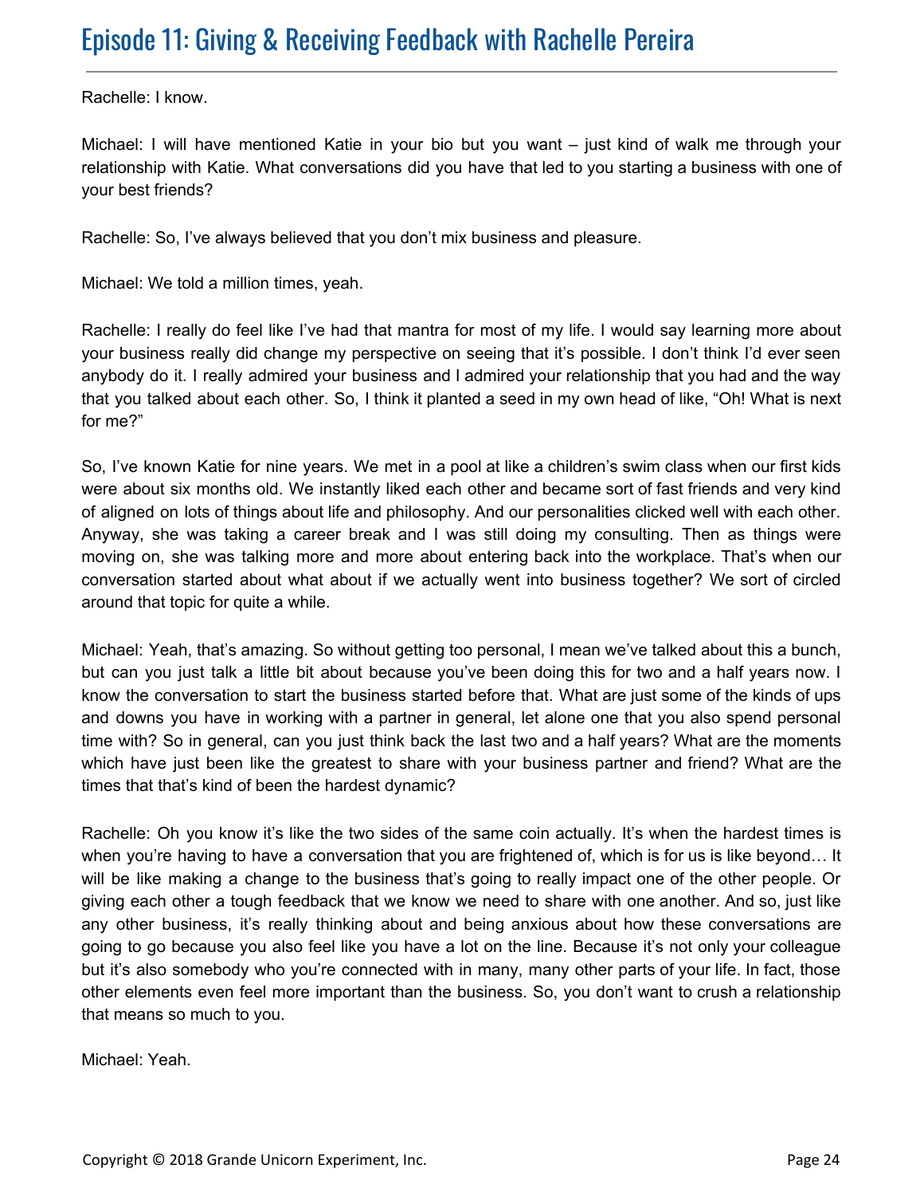Rachelle: I know.

Michael: I will have mentioned Katie in your bio but you want – just kind of walk me through your relationship with Katie. What conversations did you have that led to you starting a business with one of your best friends?

Rachelle: So, I've always believed that you don't mix business and pleasure.

Michael: We told a million times, yeah.

Rachelle: I really do feel like I've had that mantra for most of my life. I would say learning more about your business really did change my perspective on seeing that it's possible. I don't think I'd ever seen anybody do it. I really admired your business and I admired your relationship that you had and the way that you talked about each other. So, I think it planted a seed in my own head of like, "Oh! What is next for me?"

So, I've known Katie for nine years. We met in a pool at like a children's swim class when our first kids were about six months old. We instantly liked each other and became sort of fast friends and very kind of aligned on lots of things about life and philosophy. And our personalities clicked well with each other. Anyway, she was taking a career break and I was still doing my consulting. Then as things were moving on, she was talking more and more about entering back into the workplace. That's when our conversation started about what about if we actually went into business together? We sort of circled around that topic for quite a while.

Michael: Yeah, that's amazing. So without getting too personal, I mean we've talked about this a bunch, but can you just talk a little bit about because you've been doing this for two and a half years now. I know the conversation to start the business started before that. What are just some of the kinds of ups and downs you have in working with a partner in general, let alone one that you also spend personal time with? So in general, can you just think back the last two and a half years? What are the moments which have just been like the greatest to share with your business partner and friend? What are the times that that's kind of been the hardest dynamic?

Rachelle: Oh you know it's like the two sides of the same coin actually. It's when the hardest times is when you're having to have a conversation that you are frightened of, which is for us is like beyond… It will be like making a change to the business that's going to really impact one of the other people. Or giving each other a tough feedback that we know we need to share with one another. And so, just like any other business, it's really thinking about and being anxious about how these conversations are going to go because you also feel like you have a lot on the line. Because it's not only your colleague but it's also somebody who you're connected with in many, many other parts of your life. In fact, those other elements even feel more important than the business. So, you don't want to crush a relationship that means so much to you.

Michael: Yeah.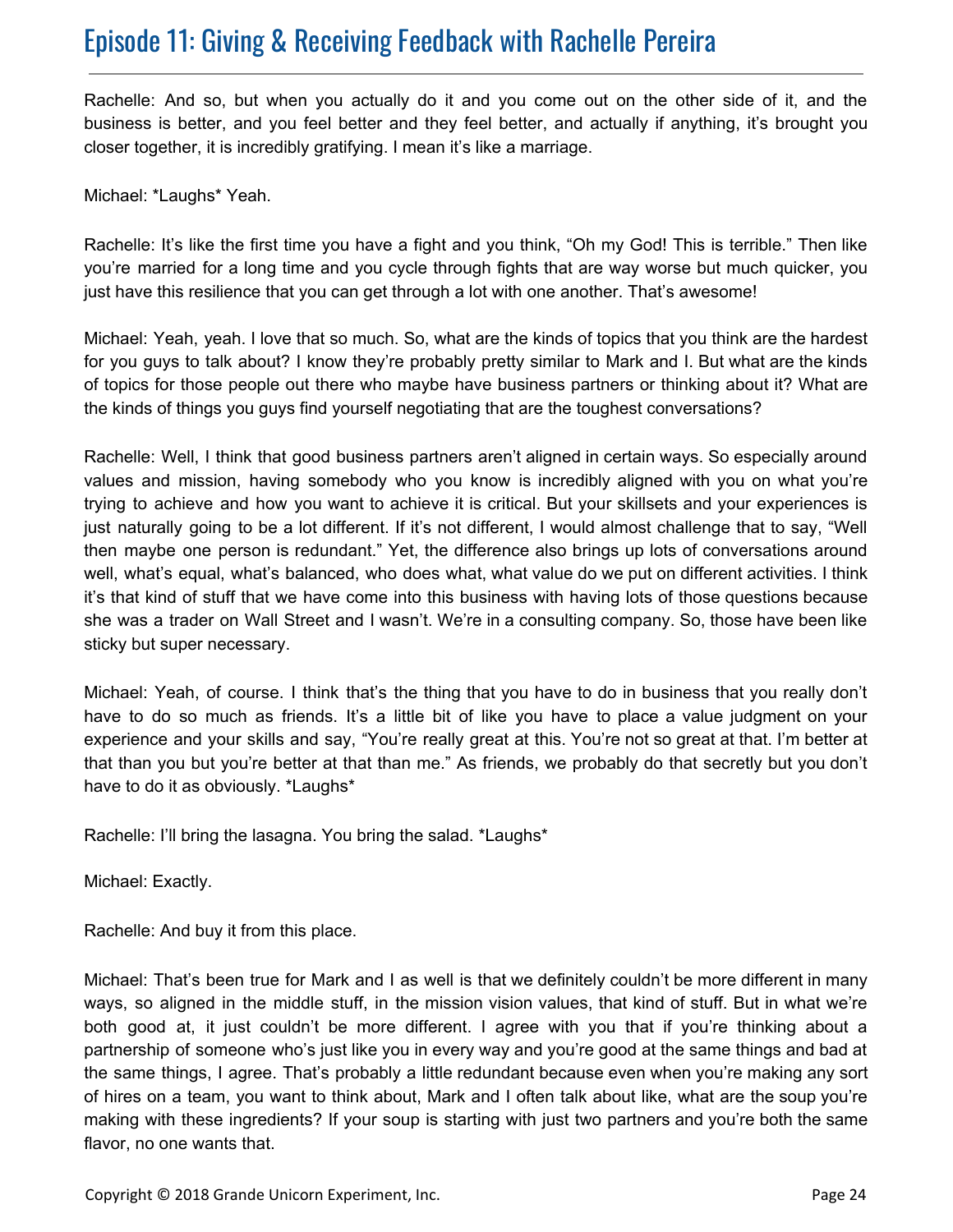Rachelle: And so, but when you actually do it and you come out on the other side of it, and the business is better, and you feel better and they feel better, and actually if anything, it's brought you closer together, it is incredibly gratifying. I mean it's like a marriage.

Michael: *Laughs* Yeah.

Rachelle: It's like the first time you have a fight and you think, "Oh my God! This is terrible." Then like you're married for a long time and you cycle through fights that are way worse but much quicker, you just have this resilience that you can get through a lot with one another. That's awesome!

Michael: Yeah, yeah. I love that so much. So, what are the kinds of topics that you think are the hardest for you guys to talk about? I know they're probably pretty similar to Mark and I. But what are the kinds of topics for those people out there who maybe have business partners or thinking about it? What are the kinds of things you guys find yourself negotiating that are the toughest conversations?

Rachelle: Well, I think that good business partners aren't aligned in certain ways. So especially around values and mission, having somebody who you know is incredibly aligned with you on what you're trying to achieve and how you want to achieve it is critical. But your skillsets and your experiences is just naturally going to be a lot different. If it's not different, I would almost challenge that to say, "Well then maybe one person is redundant." Yet, the difference also brings up lots of conversations around well, what's equal, what's balanced, who does what, what value do we put on different activities. I think it's that kind of stuff that we have come into this business with having lots of those questions because she was a trader on Wall Street and I wasn't. We're in a consulting company. So, those have been like sticky but super necessary.

Michael: Yeah, of course. I think that's the thing that you have to do in business that you really don't have to do so much as friends. It's a little bit of like you have to place a value judgment on your experience and your skills and say, "You're really great at this. You're not so great at that. I'm better at that than you but you're better at that than me." As friends, we probably do that secretly but you don't have to do it as obviously. *Laughs*

Rachelle: I'll bring the lasagna. You bring the salad. *Laughs*

Michael: Exactly.

Rachelle: And buy it from this place.

Michael: That's been true for Mark and I as well is that we definitely couldn't be more different in many ways, so aligned in the middle stuff, in the mission vision values, that kind of stuff. But in what we're both good at, it just couldn't be more different. I agree with you that if you're thinking about a partnership of someone who's just like you in every way and you're good at the same things and bad at the same things, I agree. That's probably a little redundant because even when you're making any sort of hires on a team, you want to think about, Mark and I often talk about like, what are the soup you're making with these ingredients? If your soup is starting with just two partners and you're both the same flavor, no one wants that.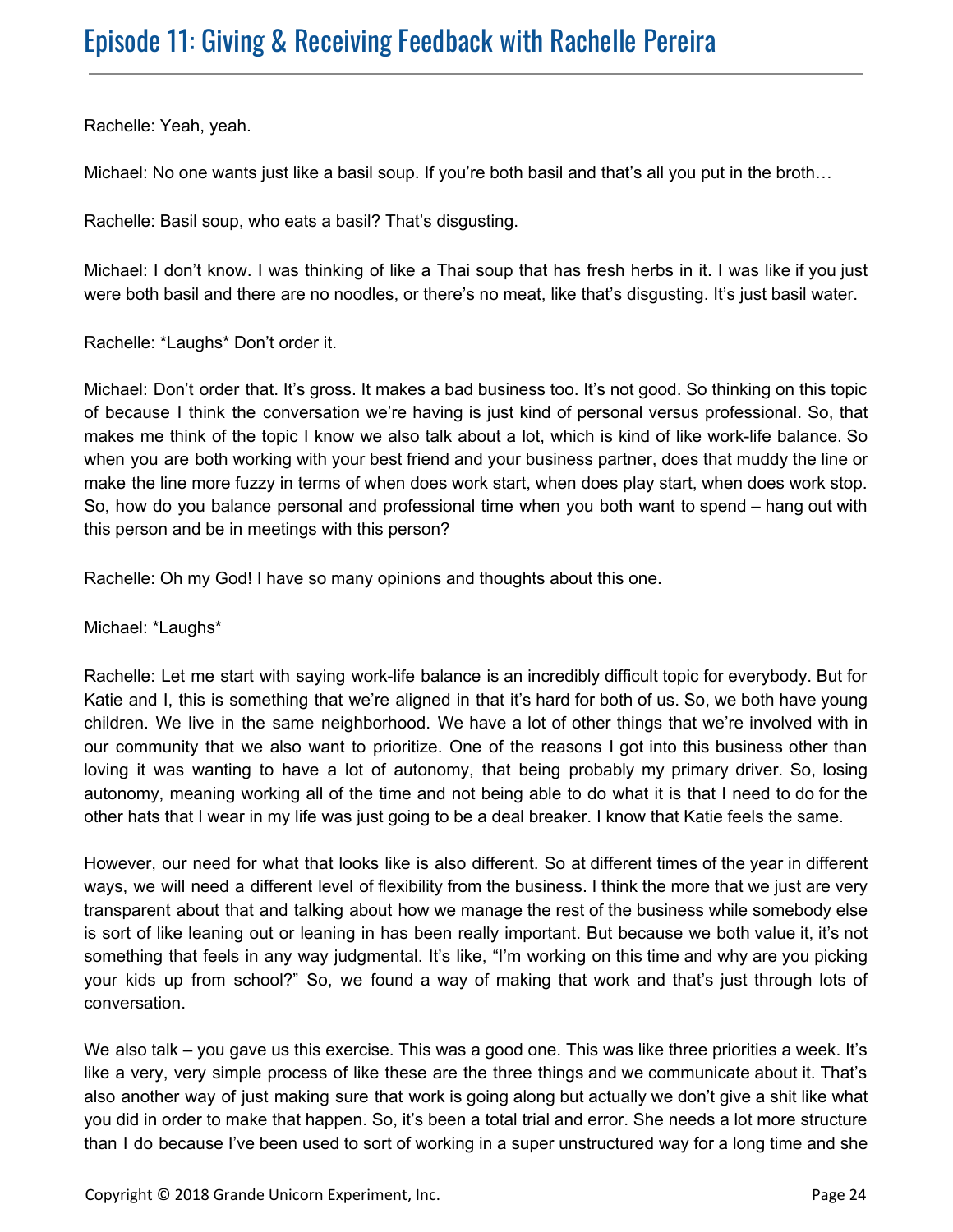Rachelle: Yeah, yeah.

Michael: No one wants just like a basil soup. If you're both basil and that's all you put in the broth…

Rachelle: Basil soup, who eats a basil? That's disgusting.

Michael: I don't know. I was thinking of like a Thai soup that has fresh herbs in it. I was like if you just were both basil and there are no noodles, or there's no meat, like that's disgusting. It's just basil water.

Rachelle: *Laughs* Don't order it.

Michael: Don't order that. It's gross. It makes a bad business too. It's not good. So thinking on this topic of because I think the conversation we're having is just kind of personal versus professional. So, that makes me think of the topic I know we also talk about a lot, which is kind of like work-life balance. So when you are both working with your best friend and your business partner, does that muddy the line or make the line more fuzzy in terms of when does work start, when does play start, when does work stop. So, how do you balance personal and professional time when you both want to spend – hang out with this person and be in meetings with this person?

Rachelle: Oh my God! I have so many opinions and thoughts about this one.

Michael: *Laughs*

Rachelle: Let me start with saying work-life balance is an incredibly difficult topic for everybody. But for Katie and I, this is something that we're aligned in that it's hard for both of us. So, we both have young children. We live in the same neighborhood. We have a lot of other things that we're involved with in our community that we also want to prioritize. One of the reasons I got into this business other than loving it was wanting to have a lot of autonomy, that being probably my primary driver. So, losing autonomy, meaning working all of the time and not being able to do what it is that I need to do for the other hats that I wear in my life was just going to be a deal breaker. I know that Katie feels the same.

However, our need for what that looks like is also different. So at different times of the year in different ways, we will need a different level of flexibility from the business. I think the more that we just are very transparent about that and talking about how we manage the rest of the business while somebody else is sort of like leaning out or leaning in has been really important. But because we both value it, it's not something that feels in any way judgmental. It's like, "I'm working on this time and why are you picking your kids up from school?" So, we found a way of making that work and that's just through lots of conversation.

We also talk – you gave us this exercise. This was a good one. This was like three priorities a week. It's like a very, very simple process of like these are the three things and we communicate about it. That's also another way of just making sure that work is going along but actually we don't give a shit like what you did in order to make that happen. So, it's been a total trial and error. She needs a lot more structure than I do because I've been used to sort of working in a super unstructured way for a long time and she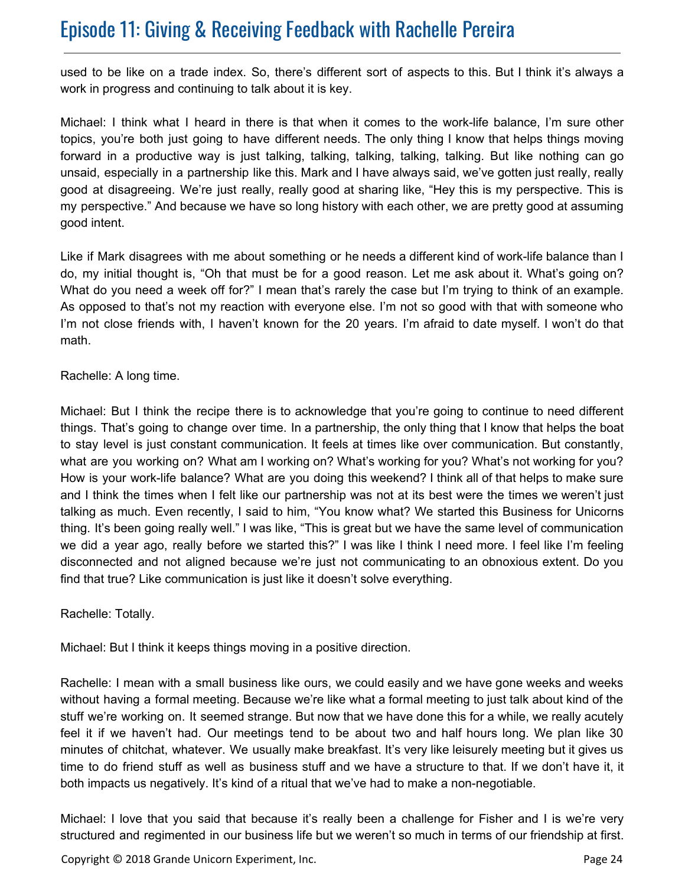used to be like on a trade index. So, there's different sort of aspects to this. But I think it's always a work in progress and continuing to talk about it is key.

Michael: I think what I heard in there is that when it comes to the work-life balance, I'm sure other topics, you're both just going to have different needs. The only thing I know that helps things moving forward in a productive way is just talking, talking, talking, talking, talking. But like nothing can go unsaid, especially in a partnership like this. Mark and I have always said, we've gotten just really, really good at disagreeing. We're just really, really good at sharing like, "Hey this is my perspective. This is my perspective." And because we have so long history with each other, we are pretty good at assuming good intent.

Like if Mark disagrees with me about something or he needs a different kind of work-life balance than I do, my initial thought is, "Oh that must be for a good reason. Let me ask about it. What's going on? What do you need a week off for?" I mean that's rarely the case but I'm trying to think of an example. As opposed to that's not my reaction with everyone else. I'm not so good with that with someone who I'm not close friends with, I haven't known for the 20 years. I'm afraid to date myself. I won't do that math.

Rachelle: A long time.

Michael: But I think the recipe there is to acknowledge that you're going to continue to need different things. That's going to change over time. In a partnership, the only thing that I know that helps the boat to stay level is just constant communication. It feels at times like over communication. But constantly, what are you working on? What am I working on? What's working for you? What's not working for you? How is your work-life balance? What are you doing this weekend? I think all of that helps to make sure and I think the times when I felt like our partnership was not at its best were the times we weren't just talking as much. Even recently, I said to him, "You know what? We started this Business for Unicorns thing. It's been going really well." I was like, "This is great but we have the same level of communication we did a year ago, really before we started this?" I was like I think I need more. I feel like I'm feeling disconnected and not aligned because we're just not communicating to an obnoxious extent. Do you find that true? Like communication is just like it doesn't solve everything.

Rachelle: Totally.

Michael: But I think it keeps things moving in a positive direction.

Rachelle: I mean with a small business like ours, we could easily and we have gone weeks and weeks without having a formal meeting. Because we're like what a formal meeting to just talk about kind of the stuff we're working on. It seemed strange. But now that we have done this for a while, we really acutely feel it if we haven't had. Our meetings tend to be about two and half hours long. We plan like 30 minutes of chitchat, whatever. We usually make breakfast. It's very like leisurely meeting but it gives us time to do friend stuff as well as business stuff and we have a structure to that. If we don't have it, it both impacts us negatively. It's kind of a ritual that we've had to make a non-negotiable.

Michael: I love that you said that because it's really been a challenge for Fisher and I is we're very structured and regimented in our business life but we weren't so much in terms of our friendship at first.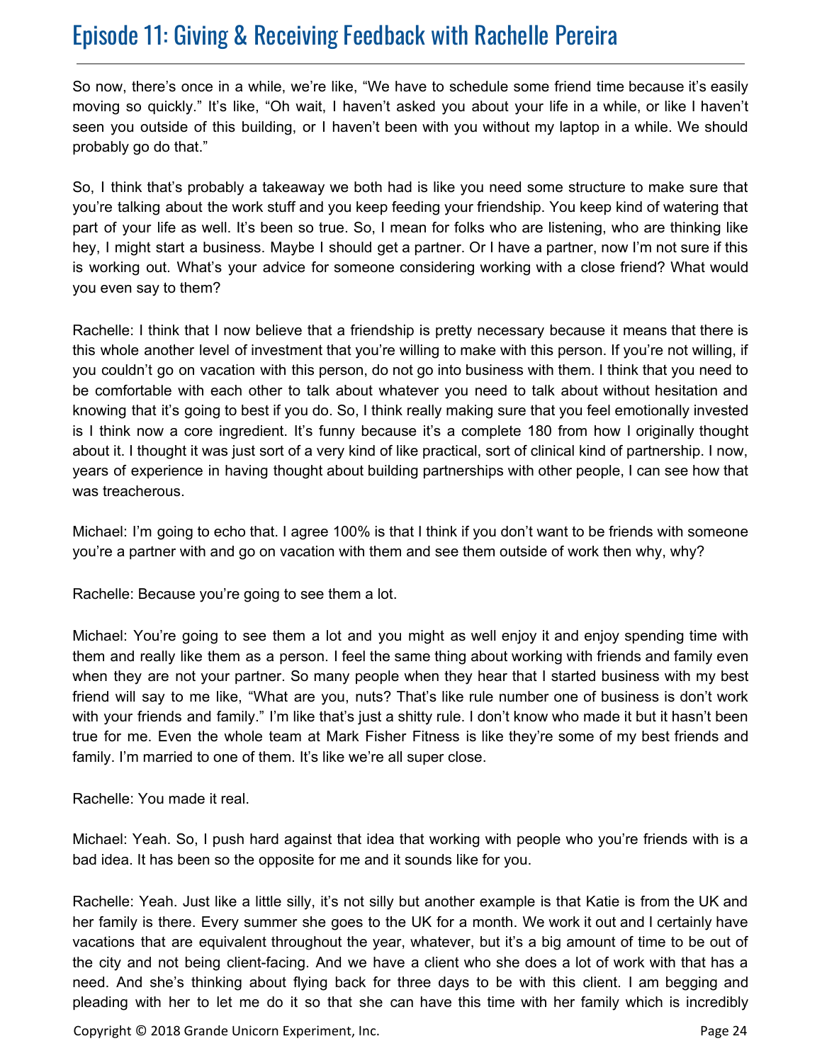So now, there's once in a while, we're like, "We have to schedule some friend time because it's easily moving so quickly." It's like, "Oh wait, I haven't asked you about your life in a while, or like I haven't seen you outside of this building, or I haven't been with you without my laptop in a while. We should probably go do that."

So, I think that's probably a takeaway we both had is like you need some structure to make sure that you're talking about the work stuff and you keep feeding your friendship. You keep kind of watering that part of your life as well. It's been so true. So, I mean for folks who are listening, who are thinking like hey, I might start a business. Maybe I should get a partner. Or I have a partner, now I'm not sure if this is working out. What's your advice for someone considering working with a close friend? What would you even say to them?

Rachelle: I think that I now believe that a friendship is pretty necessary because it means that there is this whole another level of investment that you're willing to make with this person. If you're not willing, if you couldn't go on vacation with this person, do not go into business with them. I think that you need to be comfortable with each other to talk about whatever you need to talk about without hesitation and knowing that it's going to best if you do. So, I think really making sure that you feel emotionally invested is I think now a core ingredient. It's funny because it's a complete 180 from how I originally thought about it. I thought it was just sort of a very kind of like practical, sort of clinical kind of partnership. I now, years of experience in having thought about building partnerships with other people, I can see how that was treacherous.

Michael: I'm going to echo that. I agree 100% is that I think if you don't want to be friends with someone you're a partner with and go on vacation with them and see them outside of work then why, why?

Rachelle: Because you're going to see them a lot.

Michael: You're going to see them a lot and you might as well enjoy it and enjoy spending time with them and really like them as a person. I feel the same thing about working with friends and family even when they are not your partner. So many people when they hear that I started business with my best friend will say to me like, "What are you, nuts? That's like rule number one of business is don't work with your friends and family." I'm like that's just a shitty rule. I don't know who made it but it hasn't been true for me. Even the whole team at Mark Fisher Fitness is like they're some of my best friends and family. I'm married to one of them. It's like we're all super close.

Rachelle: You made it real.

Michael: Yeah. So, I push hard against that idea that working with people who you're friends with is a bad idea. It has been so the opposite for me and it sounds like for you.

Rachelle: Yeah. Just like a little silly, it's not silly but another example is that Katie is from the UK and her family is there. Every summer she goes to the UK for a month. We work it out and I certainly have vacations that are equivalent throughout the year, whatever, but it's a big amount of time to be out of the city and not being client-facing. And we have a client who she does a lot of work with that has a need. And she's thinking about flying back for three days to be with this client. I am begging and pleading with her to let me do it so that she can have this time with her family which is incredibly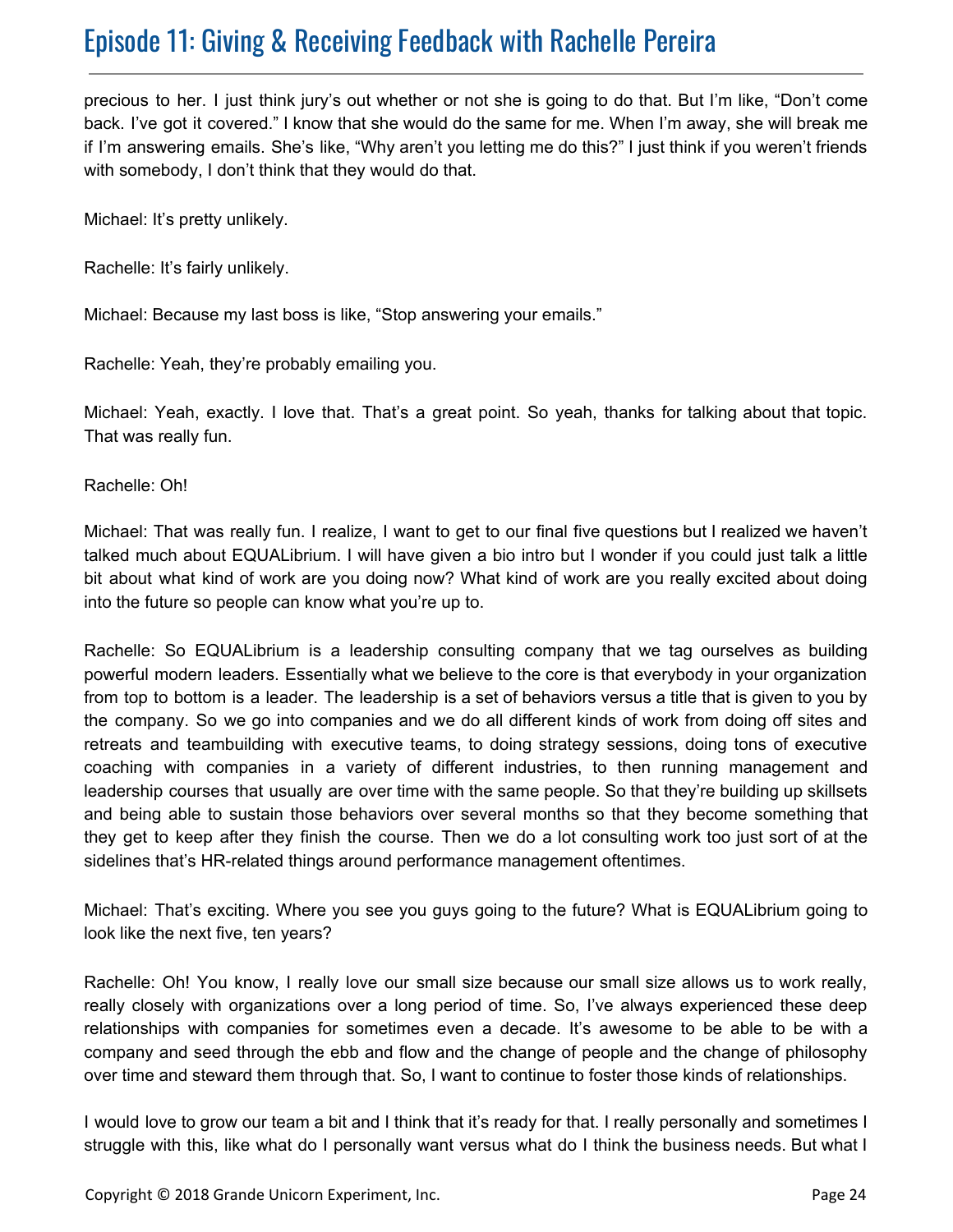precious to her. I just think jury's out whether or not she is going to do that. But I'm like, "Don't come back. I've got it covered." I know that she would do the same for me. When I'm away, she will break me if I'm answering emails. She's like, "Why aren't you letting me do this?" I just think if you weren't friends with somebody, I don't think that they would do that.

Michael: It's pretty unlikely.

Rachelle: It's fairly unlikely.

Michael: Because my last boss is like, "Stop answering your emails."

Rachelle: Yeah, they're probably emailing you.

Michael: Yeah, exactly. I love that. That's a great point. So yeah, thanks for talking about that topic. That was really fun.

Rachelle: Oh!

Michael: That was really fun. I realize, I want to get to our final five questions but I realized we haven't talked much about EQUALibrium. I will have given a bio intro but I wonder if you could just talk a little bit about what kind of work are you doing now? What kind of work are you really excited about doing into the future so people can know what you're up to.

Rachelle: So EQUALibrium is a leadership consulting company that we tag ourselves as building powerful modern leaders. Essentially what we believe to the core is that everybody in your organization from top to bottom is a leader. The leadership is a set of behaviors versus a title that is given to you by the company. So we go into companies and we do all different kinds of work from doing off sites and retreats and teambuilding with executive teams, to doing strategy sessions, doing tons of executive coaching with companies in a variety of different industries, to then running management and leadership courses that usually are over time with the same people. So that they're building up skillsets and being able to sustain those behaviors over several months so that they become something that they get to keep after they finish the course. Then we do a lot consulting work too just sort of at the sidelines that's HR-related things around performance management oftentimes.

Michael: That's exciting. Where you see you guys going to the future? What is EQUALibrium going to look like the next five, ten years?

Rachelle: Oh! You know, I really love our small size because our small size allows us to work really, really closely with organizations over a long period of time. So, I've always experienced these deep relationships with companies for sometimes even a decade. It's awesome to be able to be with a company and seed through the ebb and flow and the change of people and the change of philosophy over time and steward them through that. So, I want to continue to foster those kinds of relationships.

I would love to grow our team a bit and I think that it's ready for that. I really personally and sometimes I struggle with this, like what do I personally want versus what do I think the business needs. But what I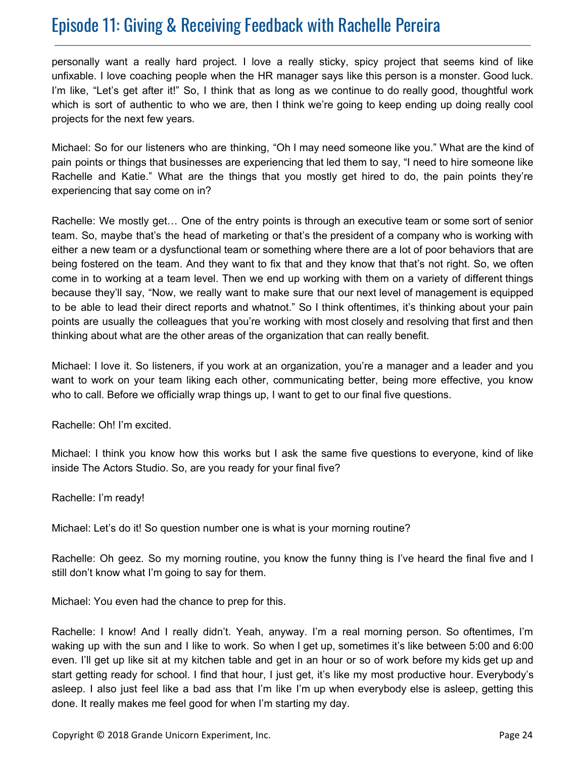personally want a really hard project. I love a really sticky, spicy project that seems kind of like unfixable. I love coaching people when the HR manager says like this person is a monster. Good luck. I'm like, "Let's get after it!" So, I think that as long as we continue to do really good, thoughtful work which is sort of authentic to who we are, then I think we're going to keep ending up doing really cool projects for the next few years.

Michael: So for our listeners who are thinking, "Oh I may need someone like you." What are the kind of pain points or things that businesses are experiencing that led them to say, "I need to hire someone like Rachelle and Katie." What are the things that you mostly get hired to do, the pain points they're experiencing that say come on in?

Rachelle: We mostly get… One of the entry points is through an executive team or some sort of senior team. So, maybe that's the head of marketing or that's the president of a company who is working with either a new team or a dysfunctional team or something where there are a lot of poor behaviors that are being fostered on the team. And they want to fix that and they know that that's not right. So, we often come in to working at a team level. Then we end up working with them on a variety of different things because they'll say, "Now, we really want to make sure that our next level of management is equipped to be able to lead their direct reports and whatnot." So I think oftentimes, it's thinking about your pain points are usually the colleagues that you're working with most closely and resolving that first and then thinking about what are the other areas of the organization that can really benefit.

Michael: I love it. So listeners, if you work at an organization, you're a manager and a leader and you want to work on your team liking each other, communicating better, being more effective, you know who to call. Before we officially wrap things up, I want to get to our final five questions.

Rachelle: Oh! I'm excited.

Michael: I think you know how this works but I ask the same five questions to everyone, kind of like inside The Actors Studio. So, are you ready for your final five?

Rachelle: I'm ready!

Michael: Let's do it! So question number one is what is your morning routine?

Rachelle: Oh geez. So my morning routine, you know the funny thing is I've heard the final five and I still don't know what I'm going to say for them.

Michael: You even had the chance to prep for this.

Rachelle: I know! And I really didn't. Yeah, anyway. I'm a real morning person. So oftentimes, I'm waking up with the sun and I like to work. So when I get up, sometimes it's like between 5:00 and 6:00 even. I'll get up like sit at my kitchen table and get in an hour or so of work before my kids get up and start getting ready for school. I find that hour, I just get, it's like my most productive hour. Everybody's asleep. I also just feel like a bad ass that I'm like I'm up when everybody else is asleep, getting this done. It really makes me feel good for when I'm starting my day.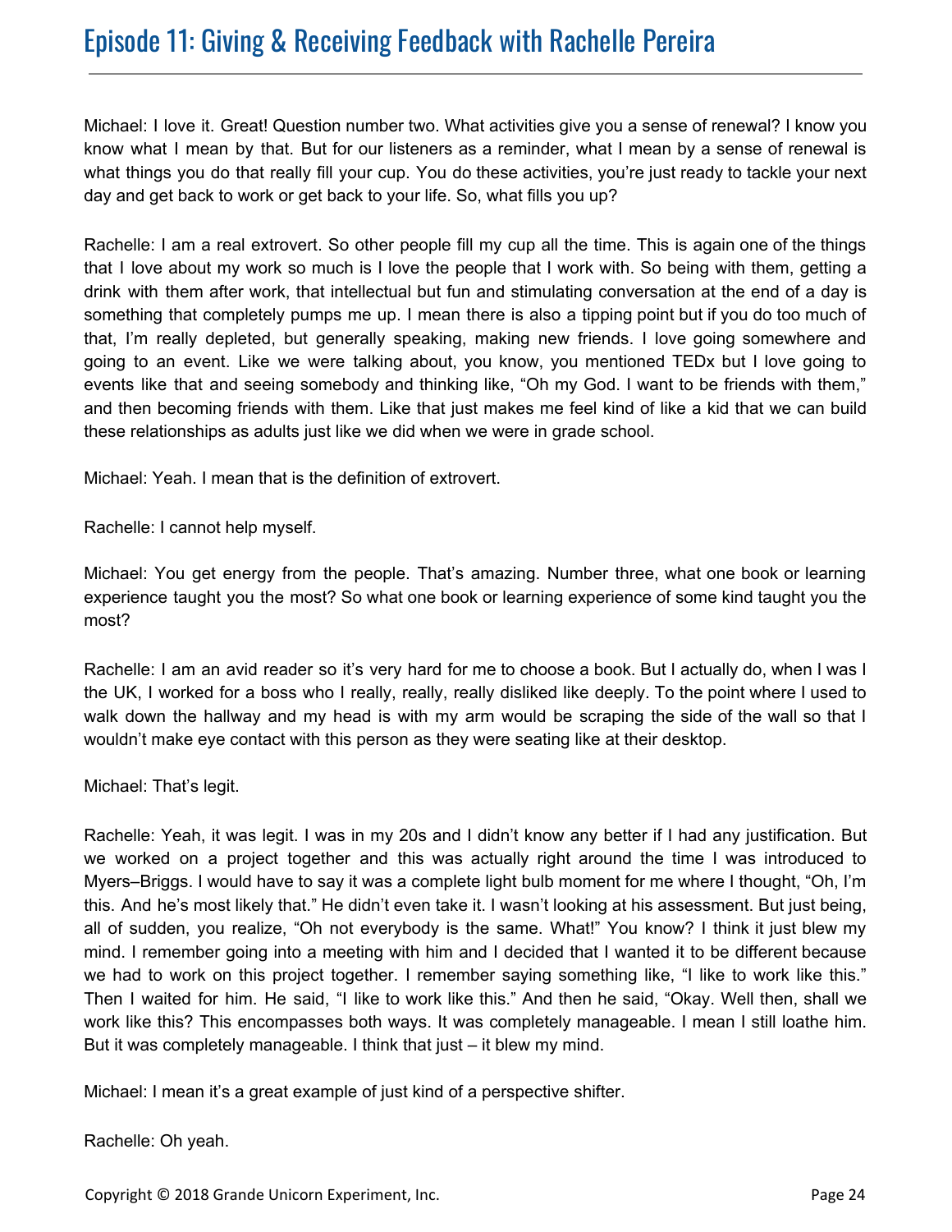Michael: I love it. Great! Question number two. What activities give you a sense of renewal? I know you know what I mean by that. But for our listeners as a reminder, what I mean by a sense of renewal is what things you do that really fill your cup. You do these activities, you're just ready to tackle your next day and get back to work or get back to your life. So, what fills you up?

Rachelle: I am a real extrovert. So other people fill my cup all the time. This is again one of the things that I love about my work so much is I love the people that I work with. So being with them, getting a drink with them after work, that intellectual but fun and stimulating conversation at the end of a day is something that completely pumps me up. I mean there is also a tipping point but if you do too much of that, I'm really depleted, but generally speaking, making new friends. I love going somewhere and going to an event. Like we were talking about, you know, you mentioned TEDx but I love going to events like that and seeing somebody and thinking like, "Oh my God. I want to be friends with them," and then becoming friends with them. Like that just makes me feel kind of like a kid that we can build these relationships as adults just like we did when we were in grade school.

Michael: Yeah. I mean that is the definition of extrovert.

Rachelle: I cannot help myself.

Michael: You get energy from the people. That's amazing. Number three, what one book or learning experience taught you the most? So what one book or learning experience of some kind taught you the most?

Rachelle: I am an avid reader so it's very hard for me to choose a book. But I actually do, when I was I the UK, I worked for a boss who I really, really, really disliked like deeply. To the point where I used to walk down the hallway and my head is with my arm would be scraping the side of the wall so that I wouldn't make eye contact with this person as they were seating like at their desktop.

Michael: That's legit.

Rachelle: Yeah, it was legit. I was in my 20s and I didn't know any better if I had any justification. But we worked on a project together and this was actually right around the time I was introduced to Myers–Briggs. I would have to say it was a complete light bulb moment for me where I thought, "Oh, I'm this. And he's most likely that." He didn't even take it. I wasn't looking at his assessment. But just being, all of sudden, you realize, "Oh not everybody is the same. What!" You know? I think it just blew my mind. I remember going into a meeting with him and I decided that I wanted it to be different because we had to work on this project together. I remember saying something like, "I like to work like this." Then I waited for him. He said, "I like to work like this." And then he said, "Okay. Well then, shall we work like this? This encompasses both ways. It was completely manageable. I mean I still loathe him. But it was completely manageable. I think that just – it blew my mind.

Michael: I mean it's a great example of just kind of a perspective shifter.

Rachelle: Oh yeah.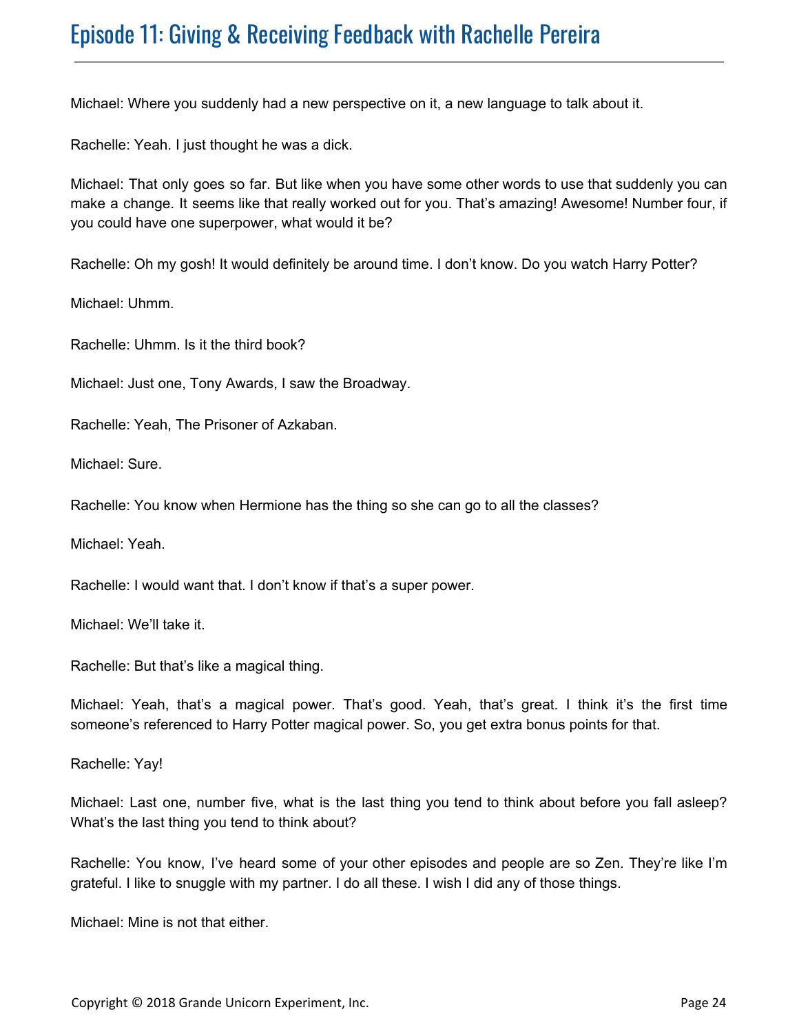Michael: Where you suddenly had a new perspective on it, a new language to talk about it.

Rachelle: Yeah. I just thought he was a dick.

Michael: That only goes so far. But like when you have some other words to use that suddenly you can make a change. It seems like that really worked out for you. That's amazing! Awesome! Number four, if you could have one superpower, what would it be?

Rachelle: Oh my gosh! It would definitely be around time. I don't know. Do you watch Harry Potter?

Michael: Uhmm.

Rachelle: Uhmm. Is it the third book?

Michael: Just one, Tony Awards, I saw the Broadway.

Rachelle: Yeah, The Prisoner of Azkaban.

Michael: Sure.

Rachelle: You know when Hermione has the thing so she can go to all the classes?

Michael: Yeah.

Rachelle: I would want that. I don't know if that's a super power.

Michael: We'll take it.

Rachelle: But that's like a magical thing.

Michael: Yeah, that's a magical power. That's good. Yeah, that's great. I think it's the first time someone's referenced to Harry Potter magical power. So, you get extra bonus points for that.

Rachelle: Yay!

Michael: Last one, number five, what is the last thing you tend to think about before you fall asleep? What's the last thing you tend to think about?

Rachelle: You know, I've heard some of your other episodes and people are so Zen. They're like I'm grateful. I like to snuggle with my partner. I do all these. I wish I did any of those things.

Michael: Mine is not that either.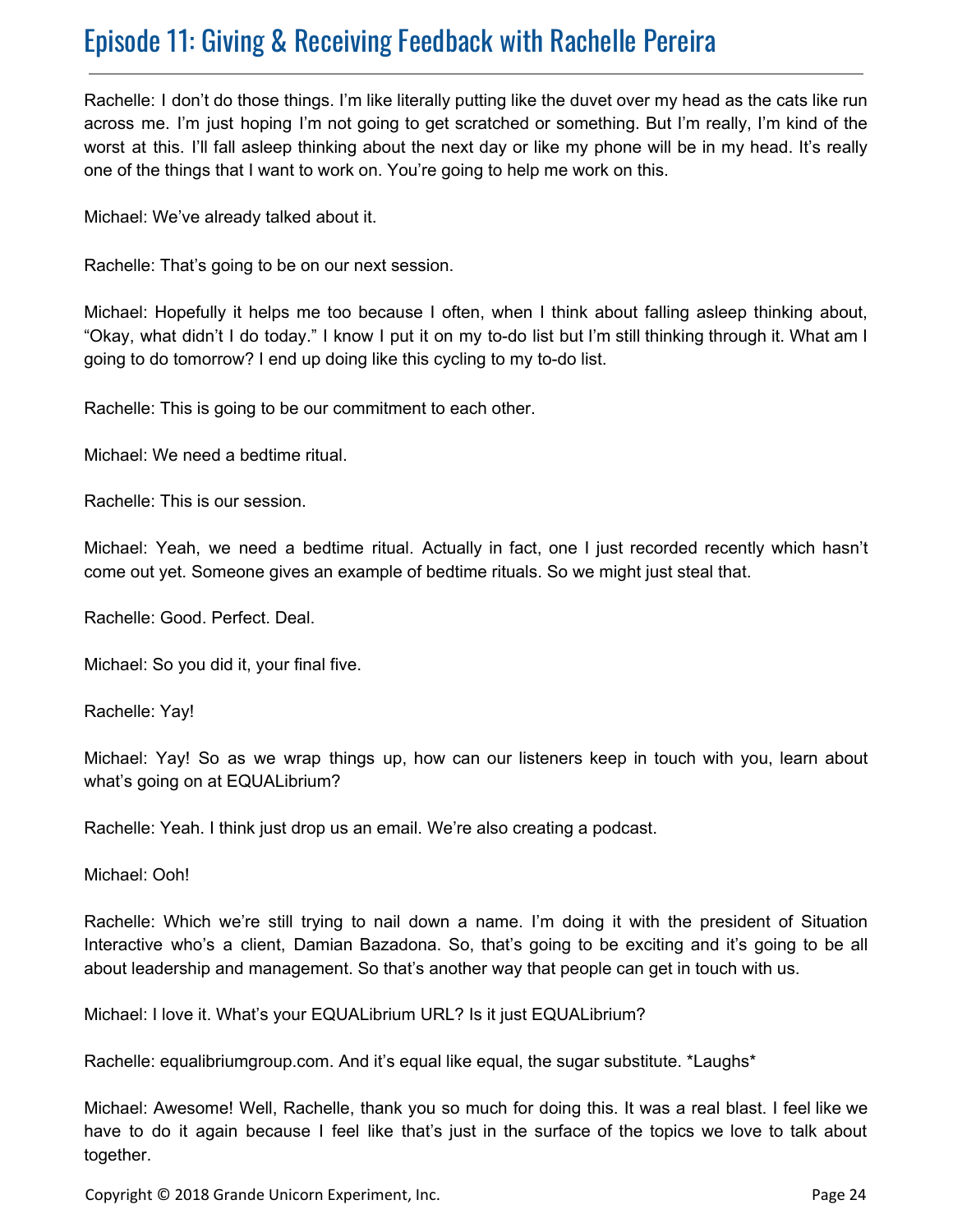Rachelle: I don't do those things. I'm like literally putting like the duvet over my head as the cats like run across me. I'm just hoping I'm not going to get scratched or something. But I'm really, I'm kind of the worst at this. I'll fall asleep thinking about the next day or like my phone will be in my head. It's really one of the things that I want to work on. You're going to help me work on this.

Michael: We've already talked about it.

Rachelle: That's going to be on our next session.

Michael: Hopefully it helps me too because I often, when I think about falling asleep thinking about, "Okay, what didn't I do today." I know I put it on my to-do list but I'm still thinking through it. What am I going to do tomorrow? I end up doing like this cycling to my to-do list.

Rachelle: This is going to be our commitment to each other.

Michael: We need a bedtime ritual.

Rachelle: This is our session.

Michael: Yeah, we need a bedtime ritual. Actually in fact, one I just recorded recently which hasn't come out yet. Someone gives an example of bedtime rituals. So we might just steal that.

Rachelle: Good. Perfect. Deal.

Michael: So you did it, your final five.

Rachelle: Yay!

Michael: Yay! So as we wrap things up, how can our listeners keep in touch with you, learn about what's going on at EQUALibrium?

Rachelle: Yeah. I think just drop us an email. We're also creating a podcast.

Michael: Ooh!

Rachelle: Which we're still trying to nail down a name. I'm doing it with the president of Situation Interactive who's a client, Damian Bazadona. So, that's going to be exciting and it's going to be all about leadership and management. So that's another way that people can get in touch with us.

Michael: I love it. What's your EQUALibrium URL? Is it just EQUALibrium?

Rachelle: equalibriumgroup.com. And it's equal like equal, the sugar substitute. *Laughs*

Michael: Awesome! Well, Rachelle, thank you so much for doing this. It was a real blast. I feel like we have to do it again because I feel like that's just in the surface of the topics we love to talk about together.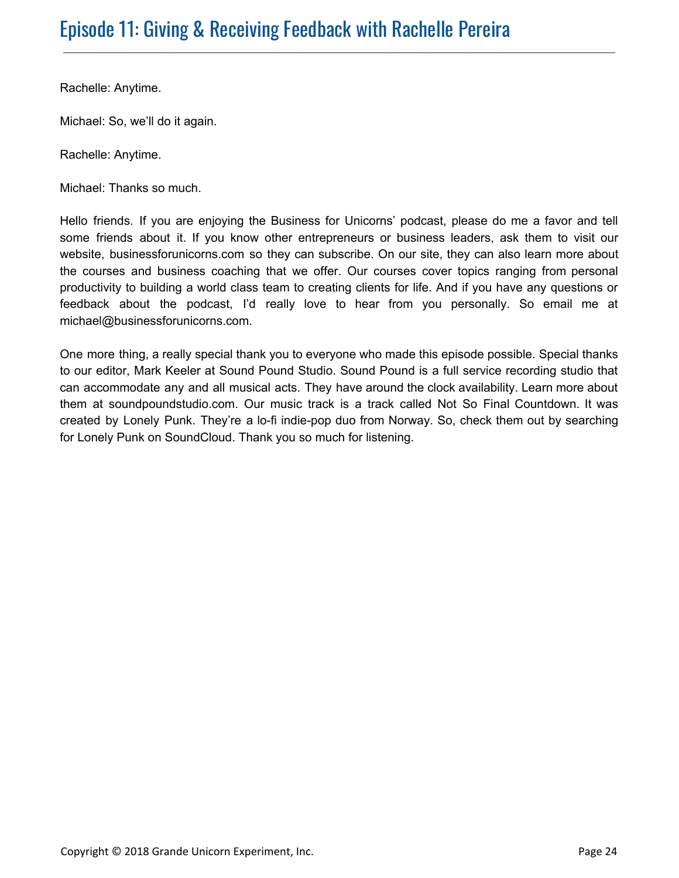Rachelle: Anytime.

Michael: So, we'll do it again.

Rachelle: Anytime.

Michael: Thanks so much.

Hello friends. If you are enjoying the Business for Unicorns' podcast, please do me a favor and tell some friends about it. If you know other entrepreneurs or business leaders, ask them to visit our website, businessforunicorns.com so they can subscribe. On our site, they can also learn more about the courses and business coaching that we offer. Our courses cover topics ranging from personal productivity to building a world class team to creating clients for life. And if you have any questions or feedback about the podcast, I'd really love to hear from you personally. So email me at michael@businessforunicorns.com.

One more thing, a really special thank you to everyone who made this episode possible. Special thanks to our editor, Mark Keeler at Sound Pound Studio. Sound Pound is a full service recording studio that can accommodate any and all musical acts. They have around the clock availability. Learn more about them at soundpoundstudio.com. Our music track is a track called Not So Final Countdown. It was created by Lonely Punk. They're a lo-fi indie-pop duo from Norway. So, check them out by searching for Lonely Punk on SoundCloud. Thank you so much for listening.